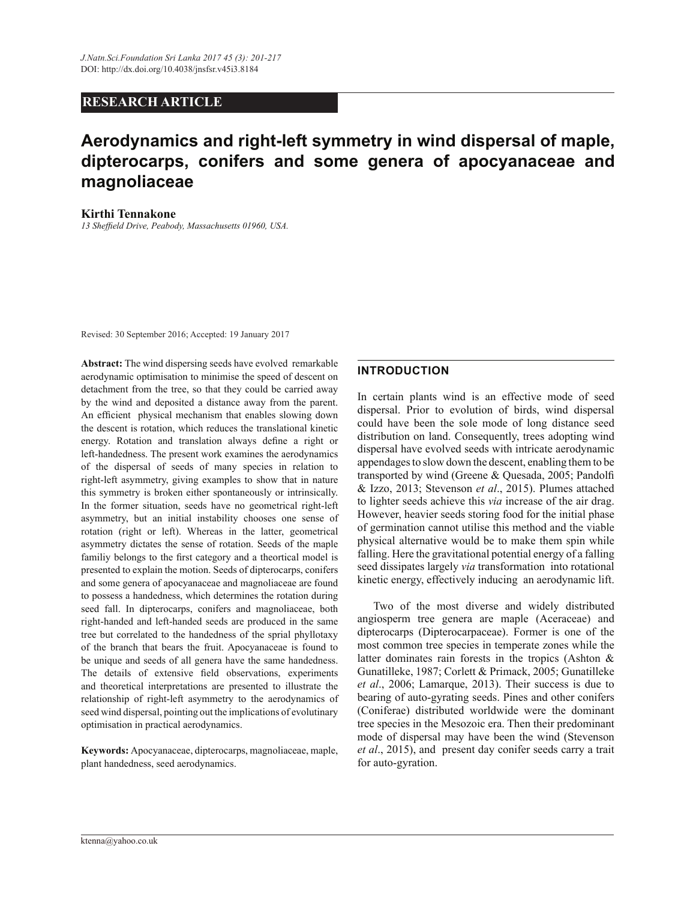RESEARCH ARTICLE

# Aerodynamics and right-left symmetry in wind dispersal of maple, dipterocarps, conifers and some genera of apocyanaceae and magnoliaceae

**Kirthi Tennakone**

*13 Sheffield Drive, Peabody, Massachusetts 01960, USA.*

Revised: 30 September 2016; Accepted: 19 January 2017

**Abstract:** The wind dispersing seeds have evolved remarkable aerodynamic optimisation to minimise the speed of descent on detachment from the tree, so that they could be carried away by the wind and deposited a distance away from the parent. An efficient physical mechanism that enables slowing down the descent is rotation, which reduces the translational kinetic energy. Rotation and translation always define a right or left-handedness. The present work examines the aerodynamics of the dispersal of seeds of many species in relation to right-left asymmetry, giving examples to show that in nature this symmetry is broken either spontaneously or intrinsically. In the former situation, seeds have no geometrical right-left asymmetry, but an initial instability chooses one sense of rotation (right or left). Whereas in the latter, geometrical asymmetry dictates the sense of rotation. Seeds of the maple familiy belongs to the first category and a theortical model is presented to explain the motion. Seeds of dipterocarps, conifers and some genera of apocyanaceae and magnoliaceae are found to possess a handedness, which determines the rotation during seed fall. In dipterocarps, conifers and magnoliaceae, both right-handed and left-handed seeds are produced in the same tree but correlated to the handedness of the sprial phyllotaxy of the branch that bears the fruit. Apocyanaceae is found to be unique and seeds of all genera have the same handedness. The details of extensive field observations, experiments and theoretical interpretations are presented to illustrate the relationship of right-left asymmetry to the aerodynamics of seed wind dispersal, pointing out the implications of evolutinary optimisation in practical aerodynamics.

**Keywords:** Apocyanaceae, dipterocarps, magnoliaceae, maple, plant handedness, seed aerodynamics.

## INTRODUCTION

In certain plants wind is an effective mode of seed dispersal. Prior to evolution of birds, wind dispersal could have been the sole mode of long distance seed distribution on land. Consequently, trees adopting wind dispersal have evolved seeds with intricate aerodynamic appendages to slow down the descent, enabling them to be transported by wind (Greene & Quesada, 2005; Pandolfi & Izzo, 2013; Stevenson *et al*., 2015). Plumes attached to lighter seeds achieve this *via* increase of the air drag. However, heavier seeds storing food for the initial phase of germination cannot utilise this method and the viable physical alternative would be to make them spin while falling. Here the gravitational potential energy of a falling seed dissipates largely *via* transformation into rotational kinetic energy, effectively inducing an aerodynamic lift.

Two of the most diverse and widely distributed angiosperm tree genera are maple (Aceraceae) and dipterocarps (Dipterocarpaceae). Former is one of the most common tree species in temperate zones while the latter dominates rain forests in the tropics (Ashton & Gunatilleke, 1987; Corlett & Primack, 2005; Gunatilleke *et al*., 2006; Lamarque, 2013). Their success is due to bearing of auto-gyrating seeds. Pines and other conifers (Coniferae) distributed worldwide were the dominant tree species in the Mesozoic era. Then their predominant mode of dispersal may have been the wind (Stevenson *et al*., 2015), and present day conifer seeds carry a trait for auto-gyration.

ktenna@yahoo.co.uk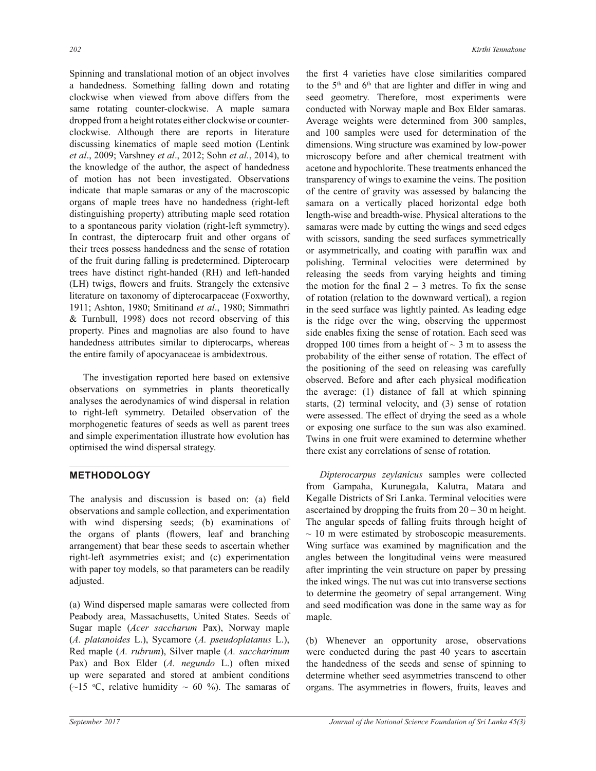Spinning and translational motion of an object involves a handedness. Something falling down and rotating clockwise when viewed from above differs from the same rotating counter-clockwise. A maple samara dropped from a height rotates either clockwise or counter-clockwise. Although there are reports in literature discussing kinematics of maple seed motion (Lentink *et al*., 2009; Varshney *et al*., 2012; Sohn *et al.*, 2014), to the knowledge of the author, the aspect of handedness of motion has not been investigated. Observations indicate that maple samaras or any of the macroscopic organs of maple trees have no handedness (right-left distinguishing property) attributing maple seed rotation to a spontaneous parity violation (right-left symmetry). In contrast, the dipterocarp fruit and other organs of their trees possess handedness and the sense of rotation of the fruit during falling is predetermined. Dipterocarp trees have distinct right-handed (RH) and left-handed (LH) twigs, flowers and fruits. Strangely the extensive literature on taxonomy of dipterocarpaceae (Foxworthy, 1911; Ashton, 1980; Smitinand *et al*., 1980; Simmathri & Turnbull, 1998) does not record observing of this property. Pines and magnolias are also found to have handedness attributes similar to dipterocarps, whereas the entire family of apocyanaceae is ambidextrous.

The investigation reported here based on extensive observations on symmetries in plants theoretically analyses the aerodynamics of wind dispersal in relation to right-left symmetry. Detailed observation of the morphogenetic features of seeds as well as parent trees and simple experimentation illustrate how evolution has optimised the wind dispersal strategy.

## METHODOLOGY

The analysis and discussion is based on: (a) field observations and sample collection, and experimentation with wind dispersing seeds; (b) examinations of the organs of plants (flowers, leaf and branching arrangement) that bear these seeds to ascertain whether right-left asymmetries exist; and (c) experimentation with paper toy models, so that parameters can be readily adjusted.

(a) Wind dispersed maple samaras were collected from Peabody area, Massachusetts, United States. Seeds of Sugar maple (*Acer saccharum* Pax), Norway maple (*A. platanoides* L.), Sycamore (*A. pseudoplatanus* L.), Red maple (*A. rubrum*), Silver maple (*A. saccharinum* Pax) and Box Elder (*A. negundo* L.) often mixed up were separated and stored at ambient conditions (~15 °C, relative humidity ~ 60 %). The samaras of the first 4 varieties have close similarities compared to the 5th and 6th that are lighter and differ in wing and seed geometry. Therefore, most experiments were conducted with Norway maple and Box Elder samaras. Average weights were determined from 300 samples, and 100 samples were used for determination of the dimensions. Wing structure was examined by low-power microscopy before and after chemical treatment with acetone and hypochlorite. These treatments enhanced the transparency of wings to examine the veins. The position of the centre of gravity was assessed by balancing the samara on a vertically placed horizontal edge both length-wise and breadth-wise. Physical alterations to the samaras were made by cutting the wings and seed edges with scissors, sanding the seed surfaces symmetrically or asymmetrically, and coating with paraffin wax and polishing. Terminal velocities were determined by releasing the seeds from varying heights and timing the motion for the final 2 – 3 metres. To fix the sense of rotation (relation to the downward vertical), a region in the seed surface was lightly painted. As leading edge is the ridge over the wing, observing the uppermost side enables fixing the sense of rotation. Each seed was dropped 100 times from a height of ~ 3 m to assess the probability of the either sense of rotation. The effect of the positioning of the seed on releasing was carefully observed. Before and after each physical modification the average: (1) distance of fall at which spinning starts, (2) terminal velocity, and (3) sense of rotation were assessed. The effect of drying the seed as a whole or exposing one surface to the sun was also examined. Twins in one fruit were examined to determine whether there exist any correlations of sense of rotation.

*Dipterocarpus zeylanicus* samples were collected from Gampaha, Kurunegala, Kalutra, Matara and Kegalle Districts of Sri Lanka. Terminal velocities were ascertained by dropping the fruits from 20 – 30 m height. The angular speeds of falling fruits through height of ~ 10 m were estimated by stroboscopic measurements. Wing surface was examined by magnification and the angles between the longitudinal veins were measured after imprinting the vein structure on paper by pressing the inked wings. The nut was cut into transverse sections to determine the geometry of sepal arrangement. Wing and seed modification was done in the same way as for maple.

(b) Whenever an opportunity arose, observations were conducted during the past 40 years to ascertain the handedness of the seeds and sense of spinning to determine whether seed asymmetries transcend to other organs. The asymmetries in flowers, fruits, leaves and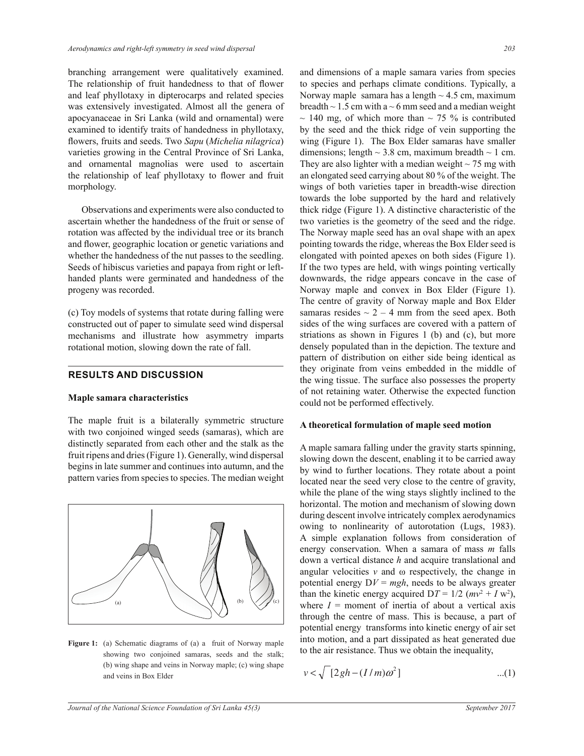branching arrangement were qualitatively examined. The relationship of fruit handedness to that of flower and leaf phyllotaxy in dipterocarps and related species was extensively investigated. Almost all the genera of apocyanaceae in Sri Lanka (wild and ornamental) were examined to identify traits of handedness in phyllotaxy, flowers, fruits and seeds. Two *Sapu* (*Michelia nilagrica*) varieties growing in the Central Province of Sri Lanka, and ornamental magnolias were used to ascertain the relationship of leaf phyllotaxy to flower and fruit morphology.

Observations and experiments were also conducted to ascertain whether the handedness of the fruit or sense of rotation was affected by the individual tree or its branch and flower, geographic location or genetic variations and whether the handedness of the nut passes to the seedling. Seeds of hibiscus varieties and papaya from right or left-handed plants were germinated and handedness of the progeny was recorded.

(c) Toy models of systems that rotate during falling were constructed out of paper to simulate seed wind dispersal mechanisms and illustrate how asymmetry imparts rotational motion, slowing down the rate of fall.

## RESULTS AND DISCUSSION

### Maple samara characteristics

The maple fruit is a bilaterally symmetric structure with two conjoined winged seeds (samaras), which are distinctly separated from each other and the stalk as the fruit ripens and dries (Figure 1). Generally, wind dispersal begins in late summer and continues into autumn, and the pattern varies from species to species. The median weight

**Figure 1:** (a) Schematic diagrams of (a) a fruit of Norway maple showing two conjoined samaras, seeds and the stalk; (b) wing shape and veins in Norway maple; (c) wing shape and veins in Box Elder

and dimensions of a maple samara varies from species to species and perhaps climate conditions. Typically, a Norway maple samara has a length ~ 4.5 cm, maximum breadth ~ 1.5 cm with a ~ 6 mm seed and a median weight ~ 140 mg, of which more than ~ 75 % is contributed by the seed and the thick ridge of vein supporting the wing (Figure 1). The Box Elder samaras have smaller dimensions; length ~ 3.8 cm, maximum breadth ~ 1 cm. They are also lighter with a median weight ~ 75 mg with an elongated seed carrying about 80 % of the weight. The wings of both varieties taper in breadth-wise direction towards the lobe supported by the hard and relatively thick ridge (Figure 1). A distinctive characteristic of the two varieties is the geometry of the seed and the ridge. The Norway maple seed has an oval shape with an apex pointing towards the ridge, whereas the Box Elder seed is elongated with pointed apexes on both sides (Figure 1). If the two types are held, with wings pointing vertically downwards, the ridge appears concave in the case of Norway maple and convex in Box Elder (Figure 1). The centre of gravity of Norway maple and Box Elder samaras resides ~ 2 – 4 mm from the seed apex. Both sides of the wing surfaces are covered with a pattern of striations as shown in Figures 1 (b) and (c), but more densely populated than in the depiction. The texture and pattern of distribution on either side being identical as they originate from veins embedded in the middle of the wing tissue. The surface also possesses the property of not retaining water. Otherwise the expected function could not be performed effectively.

### A theoretical formulation of maple seed motion

A maple samara falling under the gravity starts spinning, slowing down the descent, enabling it to be carried away by wind to further locations. They rotate about a point located near the seed very close to the centre of gravity, while the plane of the wing stays slightly inclined to the horizontal. The motion and mechanism of slowing down during descent involve intricately complex aerodynamics owing to nonlinearity of autorotation (Lugs, 1983). A simple explanation follows from consideration of energy conservation. When a samara of mass $m$ falls down a vertical distance $h$ and acquire translational and angular velocities $v$ and $\omega$ respectively, the change in potential energy $\Delta V = mgh$, needs to be always greater than the kinetic energy acquired $\Delta T = 1/2\,(mv^2 + I\,\omega^2)$, where $I$ = moment of inertia of about a vertical axis through the centre of mass. This is because, a part of potential energy transforms into kinetic energy of air set into motion, and a part dissipated as heat generated due to the air resistance. Thus we obtain the inequality,

$$v < \sqrt{[2gh - (I/m)\omega^2]} \qquad ...(1)$$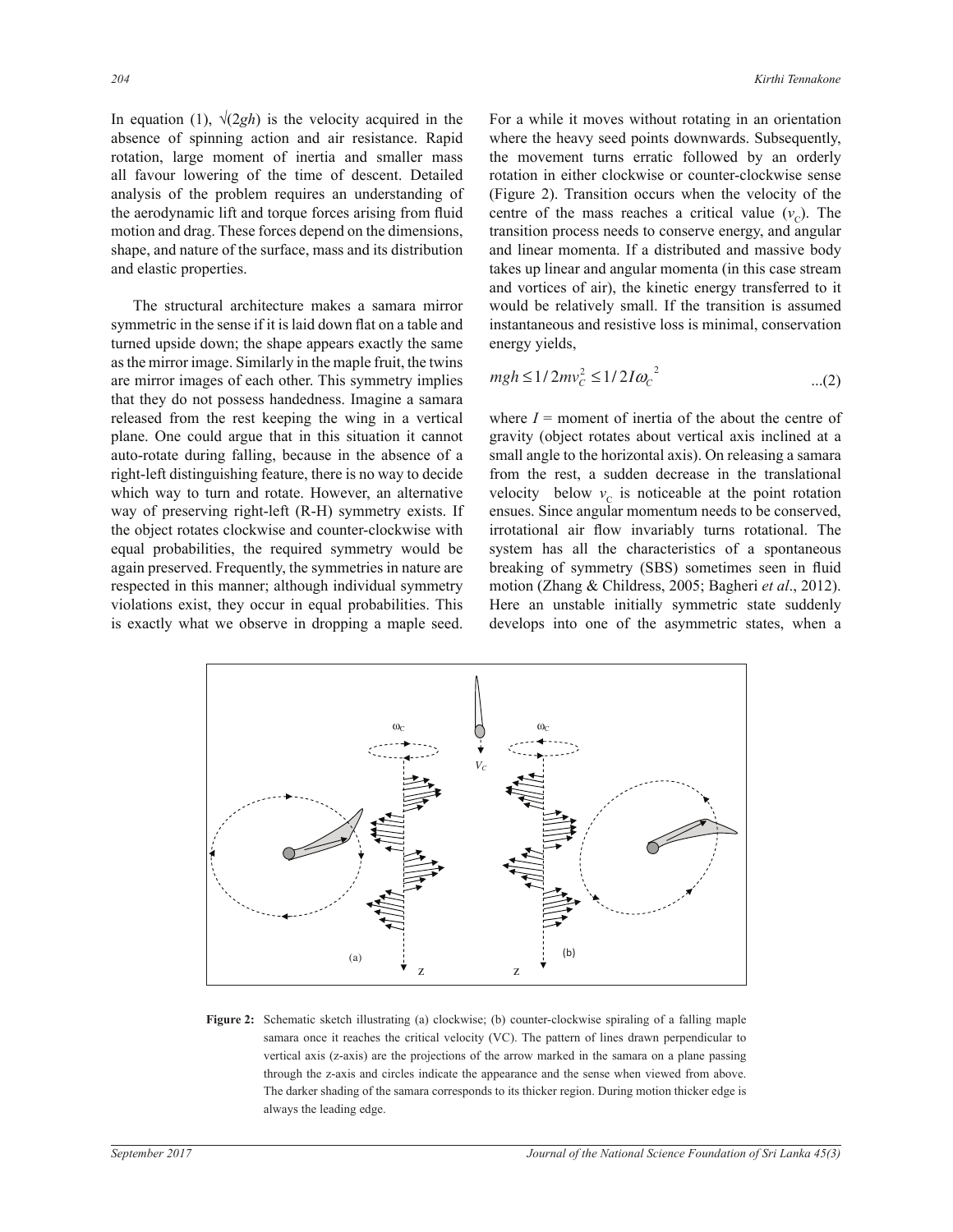In equation (1), $\sqrt{(2gh)}$ is the velocity acquired in the absence of spinning action and air resistance. Rapid rotation, large moment of inertia and smaller mass all favour lowering of the time of descent. Detailed analysis of the problem requires an understanding of the aerodynamic lift and torque forces arising from fluid motion and drag. These forces depend on the dimensions, shape, and nature of the surface, mass and its distribution and elastic properties.

The structural architecture makes a samara mirror symmetric in the sense if it is laid down flat on a table and turned upside down; the shape appears exactly the same as the mirror image. Similarly in the maple fruit, the twins are mirror images of each other. This symmetry implies that they do not possess handedness. Imagine a samara released from the rest keeping the wing in a vertical plane. One could argue that in this situation it cannot auto-rotate during falling, because in the absence of a right-left distinguishing feature, there is no way to decide which way to turn and rotate. However, an alternative way of preserving right-left (R-H) symmetry exists. If the object rotates clockwise and counter-clockwise with equal probabilities, the required symmetry would be again preserved. Frequently, the symmetries in nature are respected in this manner; although individual symmetry violations exist, they occur in equal probabilities. This is exactly what we observe in dropping a maple seed. For a while it moves without rotating in an orientation where the heavy seed points downwards. Subsequently, the movement turns erratic followed by an orderly rotation in either clockwise or counter-clockwise sense (Figure 2). Transition occurs when the velocity of the centre of the mass reaches a critical value ($v_C$). The transition process needs to conserve energy, and angular and linear momenta. If a distributed and massive body takes up linear and angular momenta (in this case stream and vortices of air), the kinetic energy transferred to it would be relatively small. If the transition is assumed instantaneous and resistive loss is minimal, conservation energy yields,

$$mgh \leq 1/2mv_C^2 \leq 1/2I\omega_C^{\ 2} \qquad ...(2)$$

where $I$ = moment of inertia of the about the centre of gravity (object rotates about vertical axis inclined at a small angle to the horizontal axis). On releasing a samara from the rest, a sudden decrease in the translational velocity below $v_C$ is noticeable at the point rotation ensues. Since angular momentum needs to be conserved, irrotational air flow invariably turns rotational. The system has all the characteristics of a spontaneous breaking of symmetry (SBS) sometimes seen in fluid motion (Zhang & Childress, 2005; Bagheri *et al*., 2012). Here an unstable initially symmetric state suddenly develops into one of the asymmetric states, when a

**Figure 2:** Schematic sketch illustrating (a) clockwise; (b) counter-clockwise spiraling of a falling maple samara once it reaches the critical velocity (VC). The pattern of lines drawn perpendicular to vertical axis (z-axis) are the projections of the arrow marked in the samara on a plane passing through the z-axis and circles indicate the appearance and the sense when viewed from above. The darker shading of the samara corresponds to its thicker region. During motion thicker edge is always the leading edge.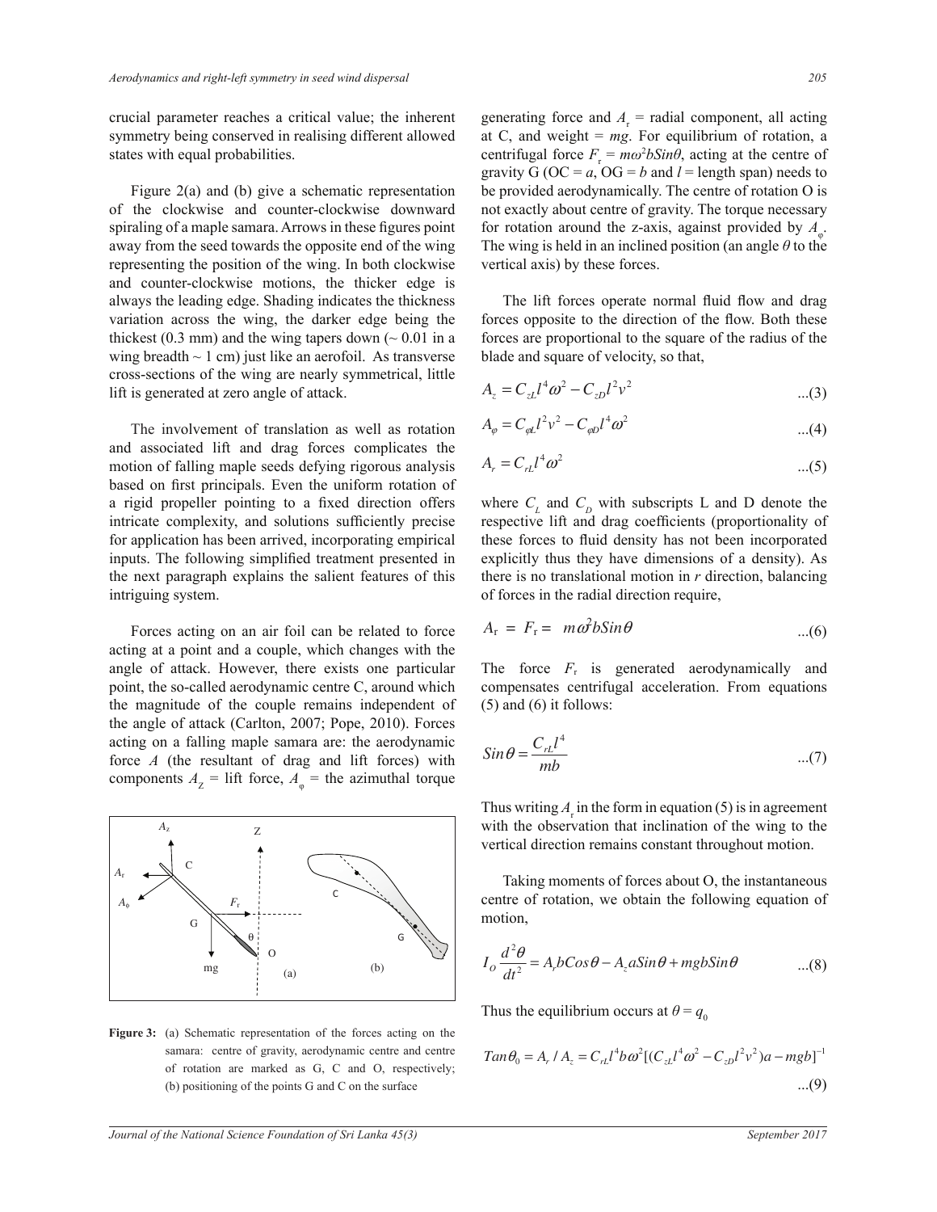crucial parameter reaches a critical value; the inherent symmetry being conserved in realising different allowed states with equal probabilities.

Figure 2(a) and (b) give a schematic representation of the clockwise and counter-clockwise downward spiraling of a maple samara. Arrows in these figures point away from the seed towards the opposite end of the wing representing the position of the wing. In both clockwise and counter-clockwise motions, the thicker edge is always the leading edge. Shading indicates the thickness variation across the wing, the darker edge being the thickest (0.3 mm) and the wing tapers down (~ 0.01 in a wing breadth ~ 1 cm) just like an aerofoil. As transverse cross-sections of the wing are nearly symmetrical, little lift is generated at zero angle of attack.

The involvement of translation as well as rotation and associated lift and drag forces complicates the motion of falling maple seeds defying rigorous analysis based on first principals. Even the uniform rotation of a rigid propeller pointing to a fixed direction offers intricate complexity, and solutions sufficiently precise for application has been arrived, incorporating empirical inputs. The following simplified treatment presented in the next paragraph explains the salient features of this intriguing system.

Forces acting on an air foil can be related to force acting at a point and a couple, which changes with the angle of attack. However, there exists one particular point, the so-called aerodynamic centre C, around which the magnitude of the couple remains independent of the angle of attack (Carlton, 2007; Pope, 2010). Forces acting on a falling maple samara are: the aerodynamic force $A$ (the resultant of drag and lift forces) with components $A_Z$ = lift force, $A_\varphi$ = the azimuthal torque generating force and $A_r$ = radial component, all acting at C, and weight = $mg$. For equilibrium of rotation, a centrifugal force $F_r = m\omega^2 b Sin\theta$, acting at the centre of gravity G (OC = $a$, OG = $b$ and $l$ = length span) needs to be provided aerodynamically. The centre of rotation O is not exactly about centre of gravity. The torque necessary for rotation around the z-axis, against provided by $A_\varphi$. The wing is held in an inclined position (an angle $\theta$ to the vertical axis) by these forces.

Figure 3: (a) Schematic representation of the forces acting on the samara: centre of gravity, aerodynamic centre and centre of rotation are marked as G, C and O, respectively; (b) positioning of the points G and C on the surface

The lift forces operate normal fluid flow and drag forces opposite to the direction of the flow. Both these forces are proportional to the square of the radius of the blade and square of velocity, so that,

$$A_z = C_{zL} l^4 \omega^2 - C_{zD} l^2 v^2 \qquad ...(3)$$

$$A_\varphi = C_{\varphi L} l^2 v^2 - C_{\varphi D} l^4 \omega^2 \qquad ...(4)$$

$$A_r = C_{rL} l^4 \omega^2 \qquad ...(5)$$

where $C_L$ and $C_D$ with subscripts L and D denote the respective lift and drag coefficients (proportionality of these forces to fluid density has not been incorporated explicitly thus they have dimensions of a density). As there is no translational motion in $r$ direction, balancing of forces in the radial direction require,

$$A_r = F_r = m\omega^2 b Sin\theta \qquad ...(6)$$

The force $F_r$ is generated aerodynamically and compensates centrifugal acceleration. From equations (5) and (6) it follows:

$$Sin\theta = \frac{C_{rL} l^4}{mb} \qquad ...(7)$$

Thus writing $A_r$ in the form in equation (5) is in agreement with the observation that inclination of the wing to the vertical direction remains constant throughout motion.

Taking moments of forces about O, the instantaneous centre of rotation, we obtain the following equation of motion,

$$I_O \frac{d^2\theta}{dt^2} = A_r b Cos\theta - A_z a Sin\theta + mgb Sin\theta \qquad ...(8)$$

Thus the equilibrium occurs at $\theta = q_0$

$$Tan\theta_0 = A_r / A_z = C_{rL} l^4 b \omega^2 [(C_{zL} l^4 \omega^2 - C_{zD} l^2 v^2)a - mgb]^{-1} \qquad ...(9)$$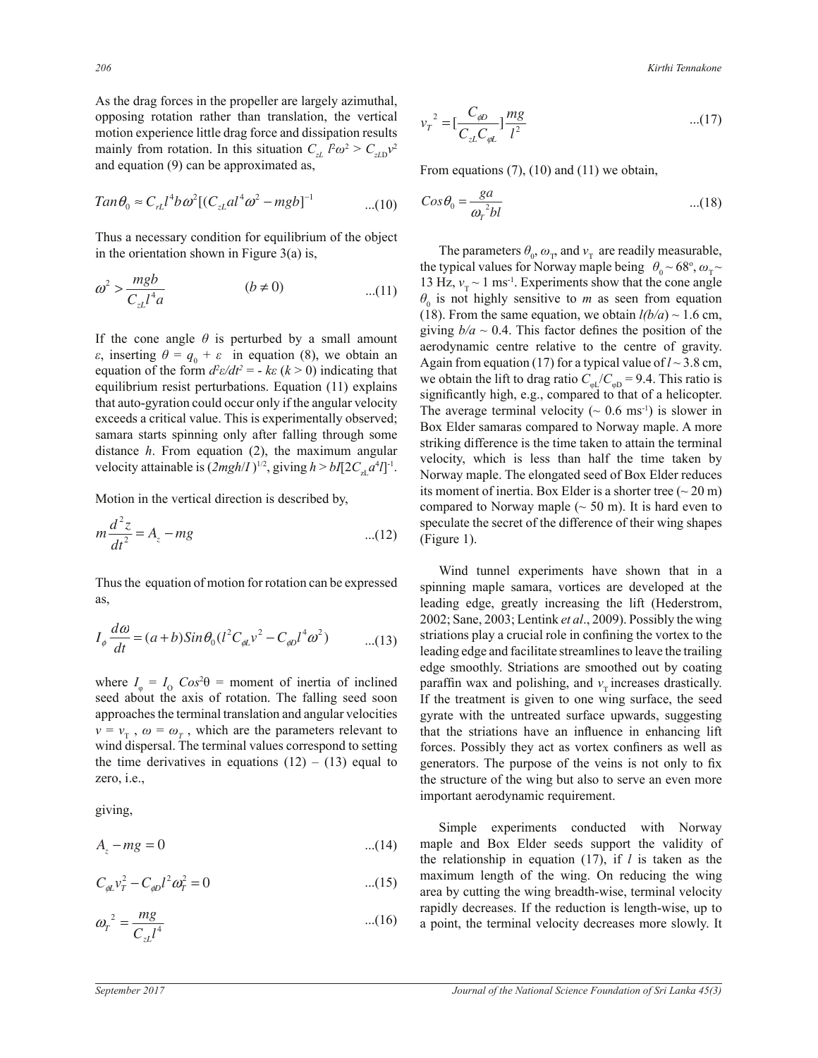As the drag forces in the propeller are largely azimuthal, opposing rotation rather than translation, the vertical motion experience little drag force and dissipation results mainly from rotation. In this situation $C_{zL}\, l^2\omega^2 > C_{zLD}v^2$ and equation (9) can be approximated as,

$$Tan\theta_0 \approx C_{rL} l^4 b\omega^2[(C_{zL} a l^4 \omega^2 - mgb]^{-1} \qquad ...(10)$$

Thus a necessary condition for equilibrium of the object in the orientation shown in Figure 3(a) is,

$$\omega^2 > \frac{mgb}{C_{zL} l^4 a} \qquad (b \neq 0) \qquad ...(11)$$

If the cone angle $\theta$ is perturbed by a small amount $\varepsilon$, inserting $\theta = q_0 + \varepsilon$ in equation (8), we obtain an equation of the form $d^2\varepsilon/dt^2 = -k\varepsilon$ $(k > 0)$ indicating that equilibrium resist perturbations. Equation (11) explains that auto-gyration could occur only if the angular velocity exceeds a critical value. This is experimentally observed; samara starts spinning only after falling through some distance $h$. From equation (2), the maximum angular velocity attainable is $(2mgh/I)^{1/2}$, giving $h > bI[2C_{zL}a^4 l]^{-1}$.

Motion in the vertical direction is described by,

$$m\frac{d^2 z}{dt^2} = A_z - mg \qquad ...(12)$$

Thus the equation of motion for rotation can be expressed as,

$$I_\phi \frac{d\omega}{dt} = (a+b)Sin\theta_0 (l^2 C_{\phi L} v^2 - C_{\phi D} l^4 \omega^2) \qquad ...(13)$$

where $I_\varphi = I_O\, Cos^2\theta$ = moment of inertia of inclined seed about the axis of rotation. The falling seed soon approaches the terminal translation and angular velocities $v = v_T$, $\omega = \omega_T$, which are the parameters relevant to wind dispersal. The terminal values correspond to setting the time derivatives in equations (12) – (13) equal to zero, i.e.,

giving,

$$A_z - mg = 0 \qquad ...(14)$$

$$C_{\phi L} v_T^2 - C_{\phi D} l^2 \omega_T^2 = 0 \qquad ...(15)$$

$$\omega_T^{\ 2} = \frac{mg}{C_{zL} l^4} \qquad ...(16)$$

$$v_T^{\ 2} = [\frac{C_{\phi D}}{C_{zL} C_{\varphi L}}]\frac{mg}{l^2} \qquad ...(17)$$

From equations (7), (10) and (11) we obtain,

$$Cos\theta_0 = \frac{ga}{\omega_T^{\ 2} bl} \qquad ...(18)$$

The parameters $\theta_0$, $\omega_T$, and $v_T$ are readily measurable, the typical values for Norway maple being $\theta_0 \sim 68^o$, $\omega_T \sim$ 13 Hz, $v_T \sim 1$ ms$^{-1}$. Experiments show that the cone angle $\theta_0$ is not highly sensitive to $m$ as seen from equation (18). From the same equation, we obtain $l(b/a) \sim 1.6$ cm, giving $b/a \sim 0.4$. This factor defines the position of the aerodynamic centre relative to the centre of gravity. Again from equation (17) for a typical value of $l \sim 3.8$ cm, we obtain the lift to drag ratio $C_{\varphi L}/C_{\varphi D} = 9.4$. This ratio is significantly high, e.g., compared to that of a helicopter. The average terminal velocity ($\sim 0.6$ ms$^{-1}$) is slower in Box Elder samaras compared to Norway maple. A more striking difference is the time taken to attain the terminal velocity, which is less than half the time taken by Norway maple. The elongated seed of Box Elder reduces its moment of inertia. Box Elder is a shorter tree ($\sim 20$ m) compared to Norway maple ($\sim 50$ m). It is hard even to speculate the secret of the difference of their wing shapes (Figure 1).

Wind tunnel experiments have shown that in a spinning maple samara, vortices are developed at the leading edge, greatly increasing the lift (Hederstrom, 2002; Sane, 2003; Lentink *et al*., 2009). Possibly the wing striations play a crucial role in confining the vortex to the leading edge and facilitate streamlines to leave the trailing edge smoothly. Striations are smoothed out by coating paraffin wax and polishing, and $v_T$ increases drastically. If the treatment is given to one wing surface, the seed gyrate with the untreated surface upwards, suggesting that the striations have an influence in enhancing lift forces. Possibly they act as vortex confiners as well as generators. The purpose of the veins is not only to fix the structure of the wing but also to serve an even more important aerodynamic requirement.

Simple experiments conducted with Norway maple and Box Elder seeds support the validity of the relationship in equation (17), if $l$ is taken as the maximum length of the wing. On reducing the wing area by cutting the wing breadth-wise, terminal velocity rapidly decreases. If the reduction is length-wise, up to a point, the terminal velocity decreases more slowly. It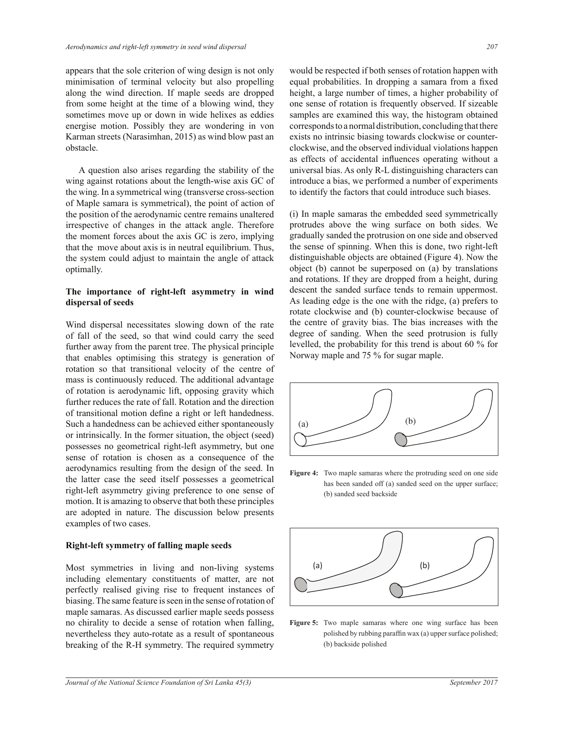appears that the sole criterion of wing design is not only minimisation of terminal velocity but also propelling along the wind direction. If maple seeds are dropped from some height at the time of a blowing wind, they sometimes move up or down in wide helixes as eddies energise motion. Possibly they are wondering in von Karman streets (Narasimhan, 2015) as wind blow past an obstacle.

A question also arises regarding the stability of the wing against rotations about the length-wise axis GC of the wing. In a symmetrical wing (transverse cross-section of Maple samara is symmetrical), the point of action of the position of the aerodynamic centre remains unaltered irrespective of changes in the attack angle. Therefore the moment forces about the axis GC is zero, implying that the move about axis is in neutral equilibrium. Thus, the system could adjust to maintain the angle of attack optimally.

## The importance of right-left asymmetry in wind dispersal of seeds

Wind dispersal necessitates slowing down of the rate of fall of the seed, so that wind could carry the seed further away from the parent tree. The physical principle that enables optimising this strategy is generation of rotation so that transitional velocity of the centre of mass is continuously reduced. The additional advantage of rotation is aerodynamic lift, opposing gravity which further reduces the rate of fall. Rotation and the direction of transitional motion define a right or left handedness. Such a handedness can be achieved either spontaneously or intrinsically. In the former situation, the object (seed) possesses no geometrical right-left asymmetry, but one sense of rotation is chosen as a consequence of the aerodynamics resulting from the design of the seed. In the latter case the seed itself possesses a geometrical right-left asymmetry giving preference to one sense of motion. It is amazing to observe that both these principles are adopted in nature. The discussion below presents examples of two cases.

### Right-left symmetry of falling maple seeds

Most symmetries in living and non-living systems including elementary constituents of matter, are not perfectly realised giving rise to frequent instances of biasing. The same feature is seen in the sense of rotation of maple samaras. As discussed earlier maple seeds possess no chirality to decide a sense of rotation when falling, nevertheless they auto-rotate as a result of spontaneous breaking of the R-H symmetry. The required symmetry would be respected if both senses of rotation happen with equal probabilities. In dropping a samara from a fixed height, a large number of times, a higher probability of one sense of rotation is frequently observed. If sizeable samples are examined this way, the histogram obtained corresponds to a normal distribution, concluding that there exists no intrinsic biasing towards clockwise or counter-clockwise, and the observed individual violations happen as effects of accidental influences operating without a universal bias. As only R-L distinguishing characters can introduce a bias, we performed a number of experiments to identify the factors that could introduce such biases.

(i) In maple samaras the embedded seed symmetrically protrudes above the wing surface on both sides. We gradually sanded the protrusion on one side and observed the sense of spinning. When this is done, two right-left distinguishable objects are obtained (Figure 4). Now the object (b) cannot be superposed on (a) by translations and rotations. If they are dropped from a height, during descent the sanded surface tends to remain uppermost. As leading edge is the one with the ridge, (a) prefers to rotate clockwise and (b) counter-clockwise because of the centre of gravity bias. The bias increases with the degree of sanding. When the seed protrusion is fully levelled, the probability for this trend is about 60 % for Norway maple and 75 % for sugar maple.

**Figure 4:** Two maple samaras where the protruding seed on one side has been sanded off (a) sanded seed on the upper surface; (b) sanded seed backside

**Figure 5:** Two maple samaras where one wing surface has been polished by rubbing paraffin wax (a) upper surface polished; (b) backside polished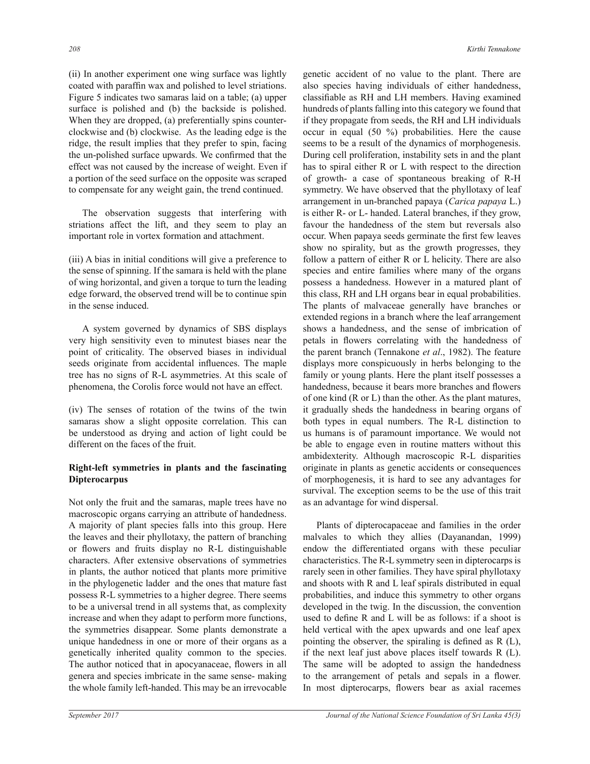(ii) In another experiment one wing surface was lightly coated with paraffin wax and polished to level striations. Figure 5 indicates two samaras laid on a table; (a) upper surface is polished and (b) the backside is polished. When they are dropped, (a) preferentially spins counter-clockwise and (b) clockwise. As the leading edge is the ridge, the result implies that they prefer to spin, facing the un-polished surface upwards. We confirmed that the effect was not caused by the increase of weight. Even if a portion of the seed surface on the opposite was scraped to compensate for any weight gain, the trend continued.

The observation suggests that interfering with striations affect the lift, and they seem to play an important role in vortex formation and attachment.

(iii) A bias in initial conditions will give a preference to the sense of spinning. If the samara is held with the plane of wing horizontal, and given a torque to turn the leading edge forward, the observed trend will be to continue spin in the sense induced.

A system governed by dynamics of SBS displays very high sensitivity even to minutest biases near the point of criticality. The observed biases in individual seeds originate from accidental influences. The maple tree has no signs of R-L asymmetries. At this scale of phenomena, the Corolis force would not have an effect.

(iv) The senses of rotation of the twins of the twin samaras show a slight opposite correlation. This can be understood as drying and action of light could be different on the faces of the fruit.

## Right-left symmetries in plants and the fascinating Dipterocarpus

Not only the fruit and the samaras, maple trees have no macroscopic organs carrying an attribute of handedness. A majority of plant species falls into this group. Here the leaves and their phyllotaxy, the pattern of branching or flowers and fruits display no R-L distinguishable characters. After extensive observations of symmetries in plants, the author noticed that plants more primitive in the phylogenetic ladder and the ones that mature fast possess R-L symmetries to a higher degree. There seems to be a universal trend in all systems that, as complexity increase and when they adapt to perform more functions, the symmetries disappear. Some plants demonstrate a unique handedness in one or more of their organs as a genetically inherited quality common to the species. The author noticed that in apocyanaceae, flowers in all genera and species imbricate in the same sense- making the whole family left-handed. This may be an irrevocable genetic accident of no value to the plant. There are also species having individuals of either handedness, classifiable as RH and LH members. Having examined hundreds of plants falling into this category we found that if they propagate from seeds, the RH and LH individuals occur in equal (50 %) probabilities. Here the cause seems to be a result of the dynamics of morphogenesis. During cell proliferation, instability sets in and the plant has to spiral either R or L with respect to the direction of growth- a case of spontaneous breaking of R-H symmetry. We have observed that the phyllotaxy of leaf arrangement in un-branched papaya (*Carica papaya* L.) is either R- or L- handed. Lateral branches, if they grow, favour the handedness of the stem but reversals also occur. When papaya seeds germinate the first few leaves show no spirality, but as the growth progresses, they follow a pattern of either R or L helicity. There are also species and entire families where many of the organs possess a handedness. However in a matured plant of this class, RH and LH organs bear in equal probabilities. The plants of malvaceae generally have branches or extended regions in a branch where the leaf arrangement shows a handedness, and the sense of imbrication of petals in flowers correlating with the handedness of the parent branch (Tennakone *et al*., 1982). The feature displays more conspicuously in herbs belonging to the family or young plants. Here the plant itself possesses a handedness, because it bears more branches and flowers of one kind (R or L) than the other. As the plant matures, it gradually sheds the handedness in bearing organs of both types in equal numbers. The R-L distinction to us humans is of paramount importance. We would not be able to engage even in routine matters without this ambidexterity. Although macroscopic R-L disparities originate in plants as genetic accidents or consequences of morphogenesis, it is hard to see any advantages for survival. The exception seems to be the use of this trait as an advantage for wind dispersal.

Plants of dipterocapaceae and families in the order malvales to which they allies (Dayanandan, 1999) endow the differentiated organs with these peculiar characteristics. The R-L symmetry seen in dipterocarps is rarely seen in other families. They have spiral phyllotaxy and shoots with R and L leaf spirals distributed in equal probabilities, and induce this symmetry to other organs developed in the twig. In the discussion, the convention used to define R and L will be as follows: if a shoot is held vertical with the apex upwards and one leaf apex pointing the observer, the spiraling is defined as R (L), if the next leaf just above places itself towards R (L). The same will be adopted to assign the handedness to the arrangement of petals and sepals in a flower. In most dipterocarps, flowers bear as axial racemes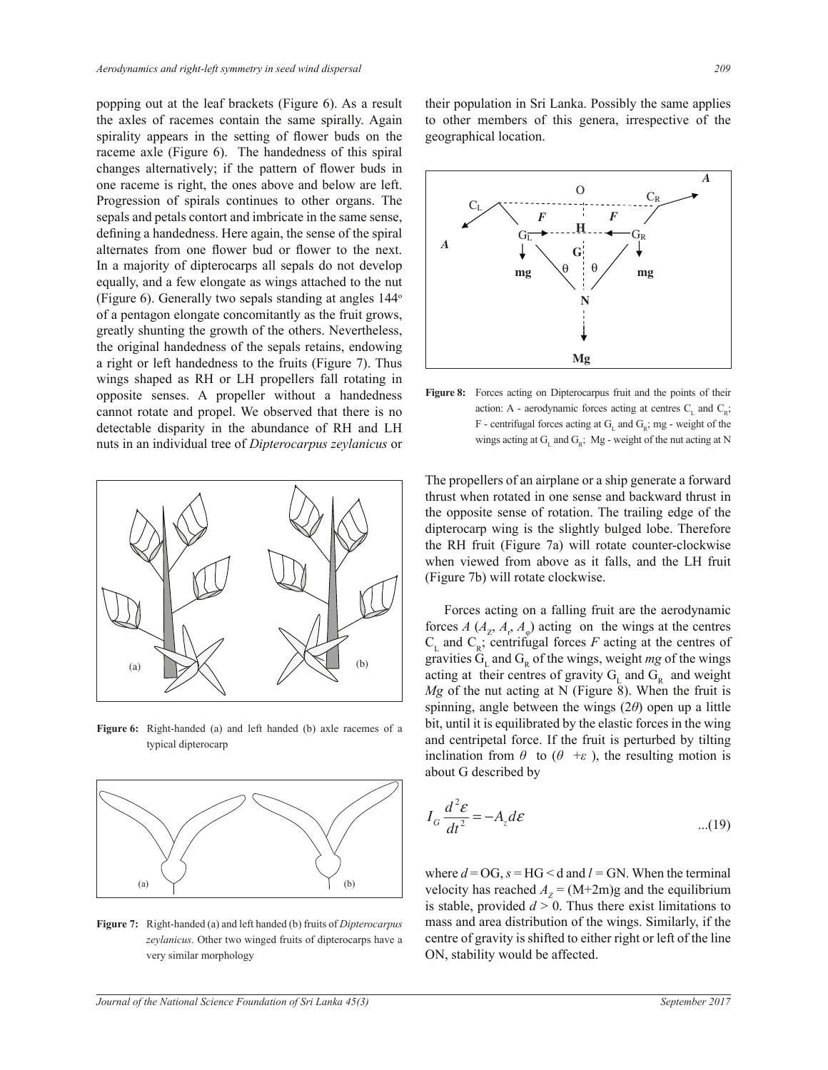popping out at the leaf brackets (Figure 6). As a result the axles of racemes contain the same spirally. Again spirality appears in the setting of flower buds on the raceme axle (Figure 6). The handedness of this spiral changes alternatively; if the pattern of flower buds in one raceme is right, the ones above and below are left. Progression of spirals continues to other organs. The sepals and petals contort and imbricate in the same sense, defining a handedness. Here again, the sense of the spiral alternates from one flower bud or flower to the next. In a majority of dipterocarps all sepals do not develop equally, and a few elongate as wings attached to the nut (Figure 6). Generally two sepals standing at angles 144° of a pentagon elongate concomitantly as the fruit grows, greatly shunting the growth of the others. Nevertheless, the original handedness of the sepals retains, endowing a right or left handedness to the fruits (Figure 7). Thus wings shaped as RH or LH propellers fall rotating in opposite senses. A propeller without a handedness cannot rotate and propel. We observed that there is no detectable disparity in the abundance of RH and LH nuts in an individual tree of *Dipterocarpus zeylanicus* or their population in Sri Lanka. Possibly the same applies to other members of this genera, irrespective of the geographical location.

**Figure 6:** Right-handed (a) and left handed (b) axle racemes of a typical dipterocarp

**Figure 7:** Right-handed (a) and left handed (b) fruits of *Dipterocarpus zeylanicus*. Other two winged fruits of dipterocarps have a very similar morphology

**Figure 8:** Forces acting on Dipterocarpus fruit and the points of their action: A - aerodynamic forces acting at centres $C_L$ and $C_R$; F - centrifugal forces acting at $G_L$ and $G_R$; mg - weight of the wings acting at $G_L$ and $G_R$; Mg - weight of the nut acting at N

The propellers of an airplane or a ship generate a forward thrust when rotated in one sense and backward thrust in the opposite sense of rotation. The trailing edge of the dipterocarp wing is the slightly bulged lobe. Therefore the RH fruit (Figure 7a) will rotate counter-clockwise when viewed from above as it falls, and the LH fruit (Figure 7b) will rotate clockwise.

Forces acting on a falling fruit are the aerodynamic forces $A$ ($A_Z$, $A_r$, $A_\varphi$) acting on the wings at the centres $C_L$ and $C_R$; centrifugal forces $F$ acting at the centres of gravities $G_L$ and $G_R$ of the wings, weight $mg$ of the wings acting at their centres of gravity $G_L$ and $G_R$ and weight $Mg$ of the nut acting at N (Figure 8). When the fruit is spinning, angle between the wings ($2\theta$) open up a little bit, until it is equilibrated by the elastic forces in the wing and centripetal force. If the fruit is perturbed by tilting inclination from $\theta$ to ($\theta$ $+\varepsilon$ ), the resulting motion is about G described by

$$I_G \frac{d^2\varepsilon}{dt^2} = -A_z d\varepsilon \qquad ...(19)$$

where $d$ = OG, $s$ = HG < d and $l$ = GN. When the terminal velocity has reached $A_Z$ = (M+2m)g and the equilibrium is stable, provided $d$ > 0. Thus there exist limitations to mass and area distribution of the wings. Similarly, if the centre of gravity is shifted to either right or left of the line ON, stability would be affected.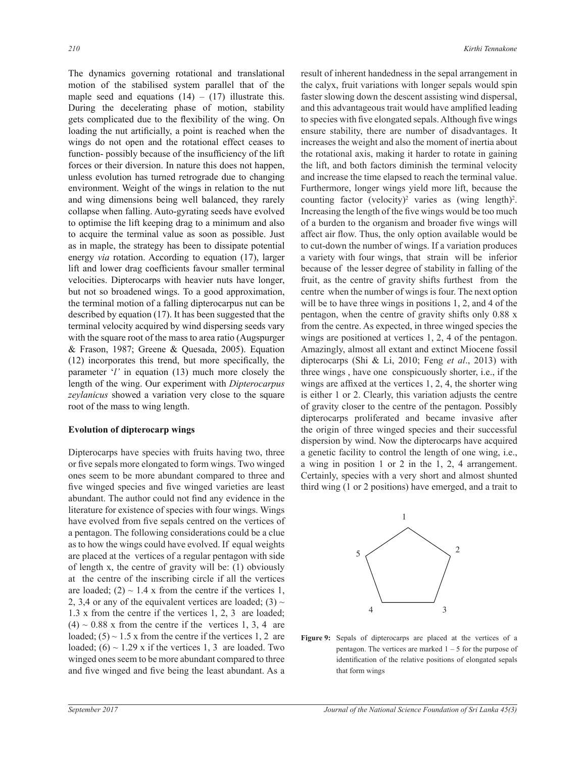The dynamics governing rotational and translational motion of the stabilised system parallel that of the maple seed and equations (14) – (17) illustrate this. During the decelerating phase of motion, stability gets complicated due to the flexibility of the wing. On loading the nut artificially, a point is reached when the wings do not open and the rotational effect ceases to function- possibly because of the insufficiency of the lift forces or their diversion. In nature this does not happen, unless evolution has turned retrograde due to changing environment. Weight of the wings in relation to the nut and wing dimensions being well balanced, they rarely collapse when falling. Auto-gyrating seeds have evolved to optimise the lift keeping drag to a minimum and also to acquire the terminal value as soon as possible. Just as in maple, the strategy has been to dissipate potential energy *via* rotation. According to equation (17), larger lift and lower drag coefficients favour smaller terminal velocities. Dipterocarps with heavier nuts have longer, but not so broadened wings. To a good approximation, the terminal motion of a falling dipterocarpus nut can be described by equation (17). It has been suggested that the terminal velocity acquired by wind dispersing seeds vary with the square root of the mass to area ratio (Augspurger & Frason, 1987; Greene & Quesada, 2005). Equation (12) incorporates this trend, but more specifically, the parameter '$l$' in equation (13) much more closely the length of the wing. Our experiment with *Dipterocarpus zeylanicus* showed a variation very close to the square root of the mass to wing length.

## Evolution of dipterocarp wings

Dipterocarps have species with fruits having two, three or five sepals more elongated to form wings. Two winged ones seem to be more abundant compared to three and five winged species and five winged varieties are least abundant. The author could not find any evidence in the literature for existence of species with four wings. Wings have evolved from five sepals centred on the vertices of a pentagon. The following considerations could be a clue as to how the wings could have evolved. If equal weights are placed at the vertices of a regular pentagon with side of length x, the centre of gravity will be: (1) obviously at the centre of the inscribing circle if all the vertices are loaded; (2) ~ 1.4 x from the centre if the vertices 1, 2, 3,4 or any of the equivalent vertices are loaded; (3) ~ 1.3 x from the centre if the vertices 1, 2, 3 are loaded; (4) ~ 0.88 x from the centre if the vertices 1, 3, 4 are loaded; (5) ~ 1.5 x from the centre if the vertices 1, 2 are loaded; (6) ~ 1.29 x if the vertices 1, 3 are loaded. Two winged ones seem to be more abundant compared to three and five winged and five being the least abundant. As a result of inherent handedness in the sepal arrangement in the calyx, fruit variations with longer sepals would spin faster slowing down the descent assisting wind dispersal, and this advantageous trait would have amplified leading to species with five elongated sepals. Although five wings ensure stability, there are number of disadvantages. It increases the weight and also the moment of inertia about the rotational axis, making it harder to rotate in gaining the lift, and both factors diminish the terminal velocity and increase the time elapsed to reach the terminal value. Furthermore, longer wings yield more lift, because the counting factor $(\text{velocity})^2$ varies as $(\text{wing length})^2$. Increasing the length of the five wings would be too much of a burden to the organism and broader five wings will affect air flow. Thus, the only option available would be to cut-down the number of wings. If a variation produces a variety with four wings, that strain will be inferior because of the lesser degree of stability in falling of the fruit, as the centre of gravity shifts furthest from the centre when the number of wings is four. The next option will be to have three wings in positions 1, 2, and 4 of the pentagon, when the centre of gravity shifts only 0.88 x from the centre. As expected, in three winged species the wings are positioned at vertices 1, 2, 4 of the pentagon. Amazingly, almost all extant and extinct Miocene fossil dipterocarps (Shi & Li, 2010; Feng *et al*., 2013) with three wings , have one conspicuously shorter, i.e., if the wings are affixed at the vertices 1, 2, 4, the shorter wing is either 1 or 2. Clearly, this variation adjusts the centre of gravity closer to the centre of the pentagon. Possibly dipterocarps proliferated and became invasive after the origin of three winged species and their successful dispersion by wind. Now the dipterocarps have acquired a genetic facility to control the length of one wing, i.e., a wing in position 1 or 2 in the 1, 2, 4 arrangement. Certainly, species with a very short and almost shunted third wing (1 or 2 positions) have emerged, and a trait to

**Figure 9:** Sepals of dipterocarps are placed at the vertices of a pentagon. The vertices are marked 1 – 5 for the purpose of identification of the relative positions of elongated sepals that form wings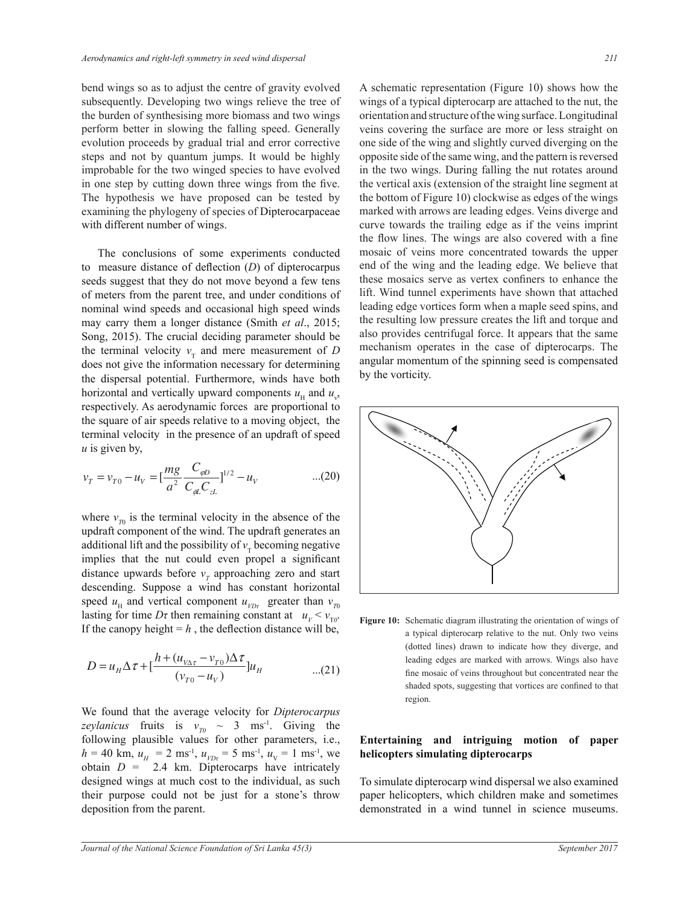bend wings so as to adjust the centre of gravity evolved subsequently. Developing two wings relieve the tree of the burden of synthesising more biomass and two wings perform better in slowing the falling speed. Generally evolution proceeds by gradual trial and error corrective steps and not by quantum jumps. It would be highly improbable for the two winged species to have evolved in one step by cutting down three wings from the five. The hypothesis we have proposed can be tested by examining the phylogeny of species of Dipterocarpaceae with different number of wings.

The conclusions of some experiments conducted to measure distance of deflection ($D$) of dipterocarpus seeds suggest that they do not move beyond a few tens of meters from the parent tree, and under conditions of nominal wind speeds and occasional high speed winds may carry them a longer distance (Smith *et al*., 2015; Song, 2015). The crucial deciding parameter should be the terminal velocity $v_T$ and mere measurement of $D$ does not give the information necessary for determining the dispersal potential. Furthermore, winds have both horizontal and vertically upward components $u_H$ and $u_v$, respectively. As aerodynamic forces are proportional to the square of air speeds relative to a moving object, the terminal velocity in the presence of an updraft of speed $u$ is given by,

$$v_T = v_{T0} - u_V = \left[\frac{mg}{a^2}\frac{C_{\varphi D}}{C_{\phi L}C_{zL}}\right]^{1/2} - u_V \qquad ...(20)$$

where $v_{T0}$ is the terminal velocity in the absence of the updraft component of the wind. The updraft generates an additional lift and the possibility of $v_T$ becoming negative implies that the nut could even propel a significant distance upwards before $v_T$ approaching zero and start descending. Suppose a wind has constant horizontal speed $u_H$ and vertical component $u_{VD\tau}$ greater than $v_{T0}$ lasting for time $D\tau$ then remaining constant at $u_V < v_{T0}$. If the canopy height = $h$ , the deflection distance will be,

$$D = u_H \Delta\tau + \left[\frac{h + (u_{V\Delta\tau} - v_{T0})\Delta\tau}{(v_{T0} - u_V)}\right]u_H \qquad ...(21)$$

We found that the average velocity for *Dipterocarpus zeylanicus* fruits is $v_{T0} \sim 3$ ms$^{-1}$. Giving the following plausible values for other parameters, i.e., $h$ = 40 km, $u_H$ = 2 ms$^{-1}$, $u_{VD\tau}$ = 5 ms$^{-1}$, $u_V$ = 1 ms$^{-1}$, we obtain $D$ = 2.4 km. Dipterocarps have intricately designed wings at much cost to the individual, as such their purpose could not be just for a stone's throw deposition from the parent.

A schematic representation (Figure 10) shows how the wings of a typical dipterocarp are attached to the nut, the orientation and structure of the wing surface. Longitudinal veins covering the surface are more or less straight on one side of the wing and slightly curved diverging on the opposite side of the same wing, and the pattern is reversed in the two wings. During falling the nut rotates around the vertical axis (extension of the straight line segment at the bottom of Figure 10) clockwise as edges of the wings marked with arrows are leading edges. Veins diverge and curve towards the trailing edge as if the veins imprint the flow lines. The wings are also covered with a fine mosaic of veins more concentrated towards the upper end of the wing and the leading edge. We believe that these mosaics serve as vertex confiners to enhance the lift. Wind tunnel experiments have shown that attached leading edge vortices form when a maple seed spins, and the resulting low pressure creates the lift and torque and also provides centrifugal force. It appears that the same mechanism operates in the case of dipterocarps. The angular momentum of the spinning seed is compensated by the vorticity.

**Figure 10:** Schematic diagram illustrating the orientation of wings of a typical dipterocarp relative to the nut. Only two veins (dotted lines) drawn to indicate how they diverge, and leading edges are marked with arrows. Wings also have fine mosaic of veins throughout but concentrated near the shaded spots, suggesting that vortices are confined to that region.

## Entertaining and intriguing motion of paper helicopters simulating dipterocarps

To simulate dipterocarp wind dispersal we also examined paper helicopters, which children make and sometimes demonstrated in a wind tunnel in science museums.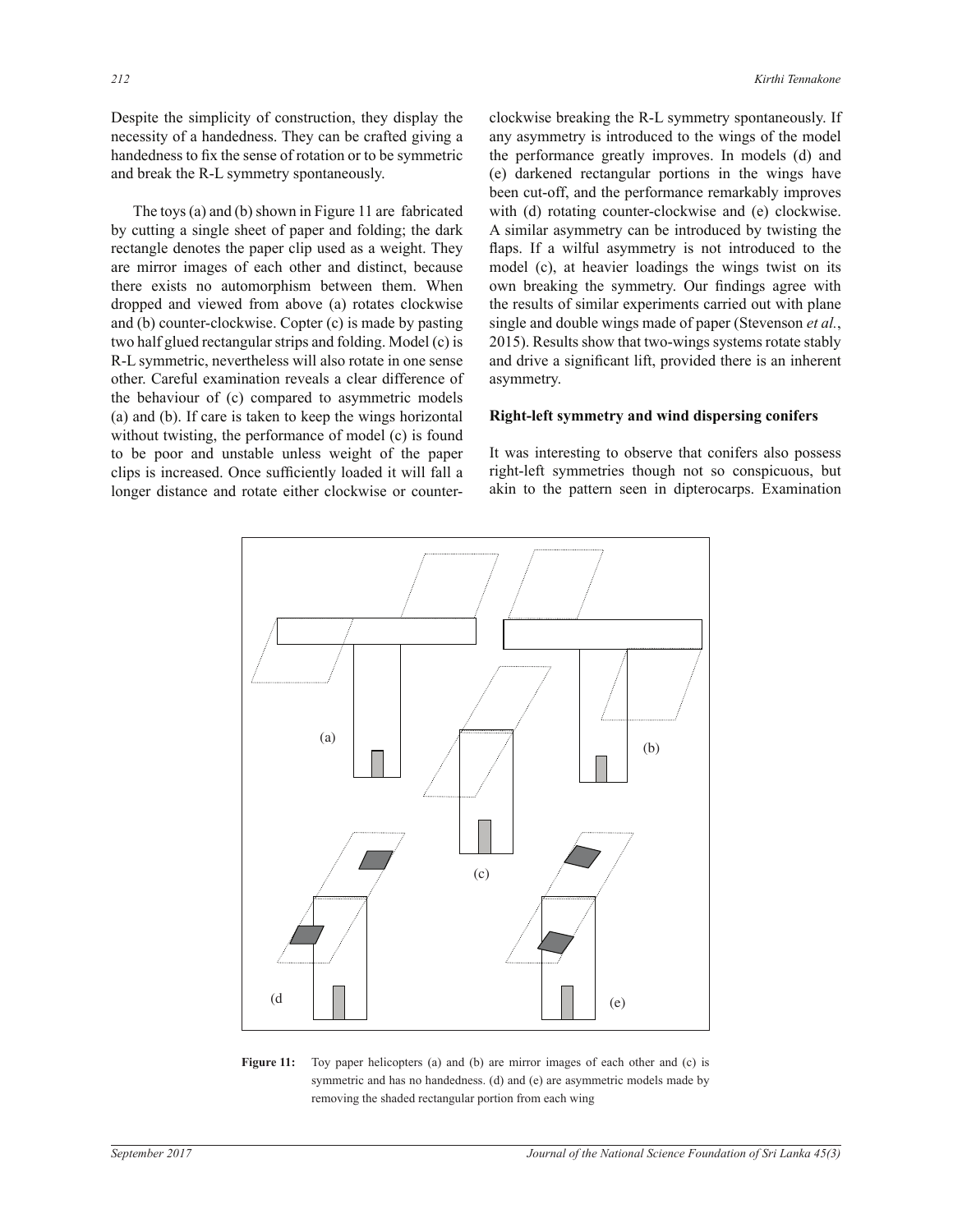Despite the simplicity of construction, they display the necessity of a handedness. They can be crafted giving a handedness to fix the sense of rotation or to be symmetric and break the R-L symmetry spontaneously.

The toys (a) and (b) shown in Figure 11 are fabricated by cutting a single sheet of paper and folding; the dark rectangle denotes the paper clip used as a weight. They are mirror images of each other and distinct, because there exists no automorphism between them. When dropped and viewed from above (a) rotates clockwise and (b) counter-clockwise. Copter (c) is made by pasting two half glued rectangular strips and folding. Model (c) is R-L symmetric, nevertheless will also rotate in one sense other. Careful examination reveals a clear difference of the behaviour of (c) compared to asymmetric models (a) and (b). If care is taken to keep the wings horizontal without twisting, the performance of model (c) is found to be poor and unstable unless weight of the paper clips is increased. Once sufficiently loaded it will fall a longer distance and rotate either clockwise or counter-clockwise breaking the R-L symmetry spontaneously. If any asymmetry is introduced to the wings of the model the performance greatly improves. In models (d) and (e) darkened rectangular portions in the wings have been cut-off, and the performance remarkably improves with (d) rotating counter-clockwise and (e) clockwise. A similar asymmetry can be introduced by twisting the flaps. If a wilful asymmetry is not introduced to the model (c), at heavier loadings the wings twist on its own breaking the symmetry. Our findings agree with the results of similar experiments carried out with plane single and double wings made of paper (Stevenson *et al.*, 2015). Results show that two-wings systems rotate stably and drive a significant lift, provided there is an inherent asymmetry.

## Right-left symmetry and wind dispersing conifers

It was interesting to observe that conifers also possess right-left symmetries though not so conspicuous, but akin to the pattern seen in dipterocarps. Examination

**Figure 11:** Toy paper helicopters (a) and (b) are mirror images of each other and (c) is symmetric and has no handedness. (d) and (e) are asymmetric models made by removing the shaded rectangular portion from each wing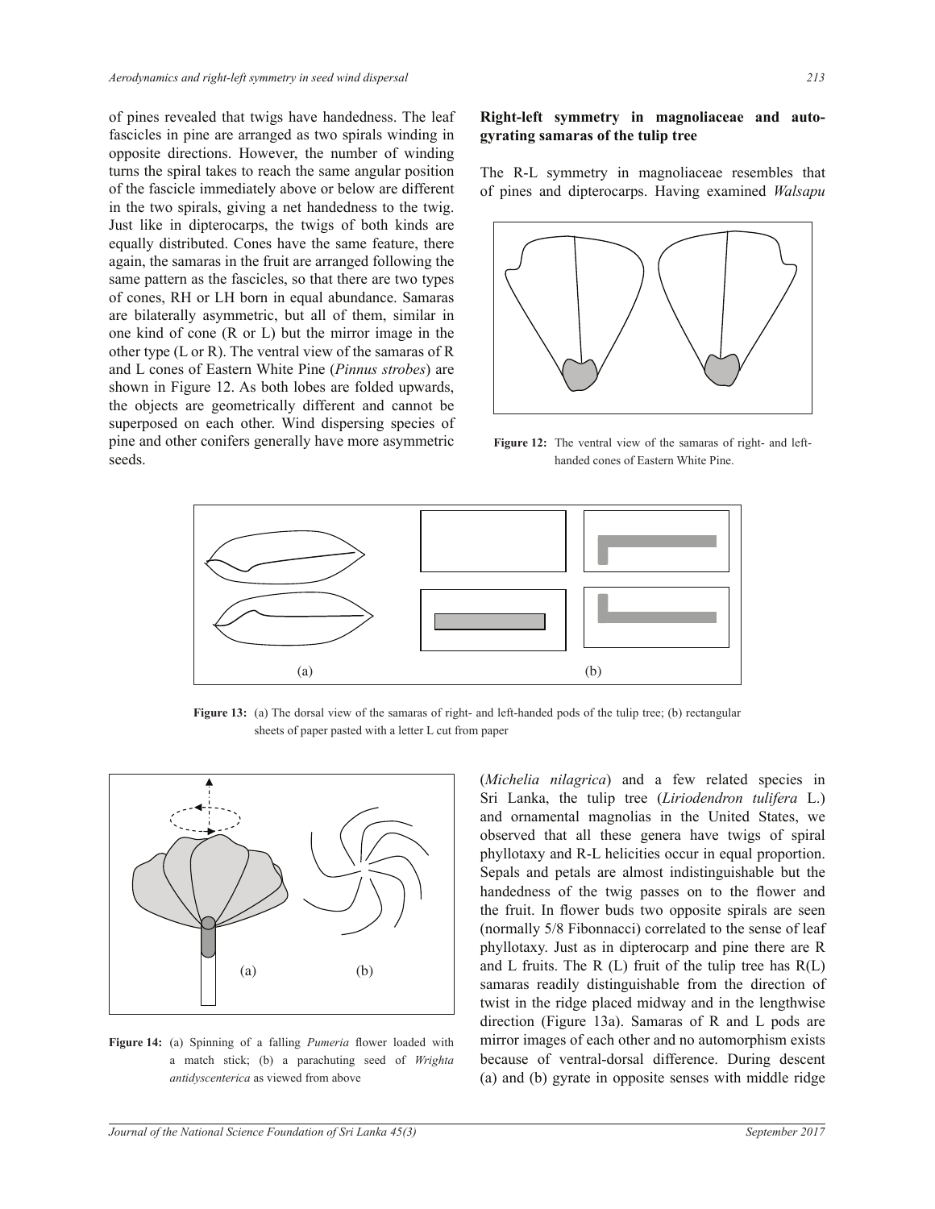of pines revealed that twigs have handedness. The leaf fascicles in pine are arranged as two spirals winding in opposite directions. However, the number of winding turns the spiral takes to reach the same angular position of the fascicle immediately above or below are different in the two spirals, giving a net handedness to the twig. Just like in dipterocarps, the twigs of both kinds are equally distributed. Cones have the same feature, there again, the samaras in the fruit are arranged following the same pattern as the fascicles, so that there are two types of cones, RH or LH born in equal abundance. Samaras are bilaterally asymmetric, but all of them, similar in one kind of cone (R or L) but the mirror image in the other type (L or R). The ventral view of the samaras of R and L cones of Eastern White Pine (*Pinnus strobes*) are shown in Figure 12. As both lobes are folded upwards, the objects are geometrically different and cannot be superposed on each other. Wind dispersing species of pine and other conifers generally have more asymmetric seeds.

**Figure 12:** The ventral view of the samaras of right- and left-handed cones of Eastern White Pine.

**Figure 13:** (a) The dorsal view of the samaras of right- and left-handed pods of the tulip tree; (b) rectangular sheets of paper pasted with a letter L cut from paper

**Figure 14:** (a) Spinning of a falling *Pumeria* flower loaded with a match stick; (b) a parachuting seed of *Wrighta antidyscenterica* as viewed from above

## Right-left symmetry in magnoliaceae and auto-gyrating samaras of the tulip tree

The R-L symmetry in magnoliaceae resembles that of pines and dipterocarps. Having examined *Walsapu* (*Michelia nilagrica*) and a few related species in Sri Lanka, the tulip tree (*Liriodendron tulifera* L.) and ornamental magnolias in the United States, we observed that all these genera have twigs of spiral phyllotaxy and R-L helicities occur in equal proportion. Sepals and petals are almost indistinguishable but the handedness of the twig passes on to the flower and the fruit. In flower buds two opposite spirals are seen (normally 5/8 Fibonnacci) correlated to the sense of leaf phyllotaxy. Just as in dipterocarp and pine there are R and L fruits. The R (L) fruit of the tulip tree has R(L) samaras readily distinguishable from the direction of twist in the ridge placed midway and in the lengthwise direction (Figure 13a). Samaras of R and L pods are mirror images of each other and no automorphism exists because of ventral-dorsal difference. During descent (a) and (b) gyrate in opposite senses with middle ridge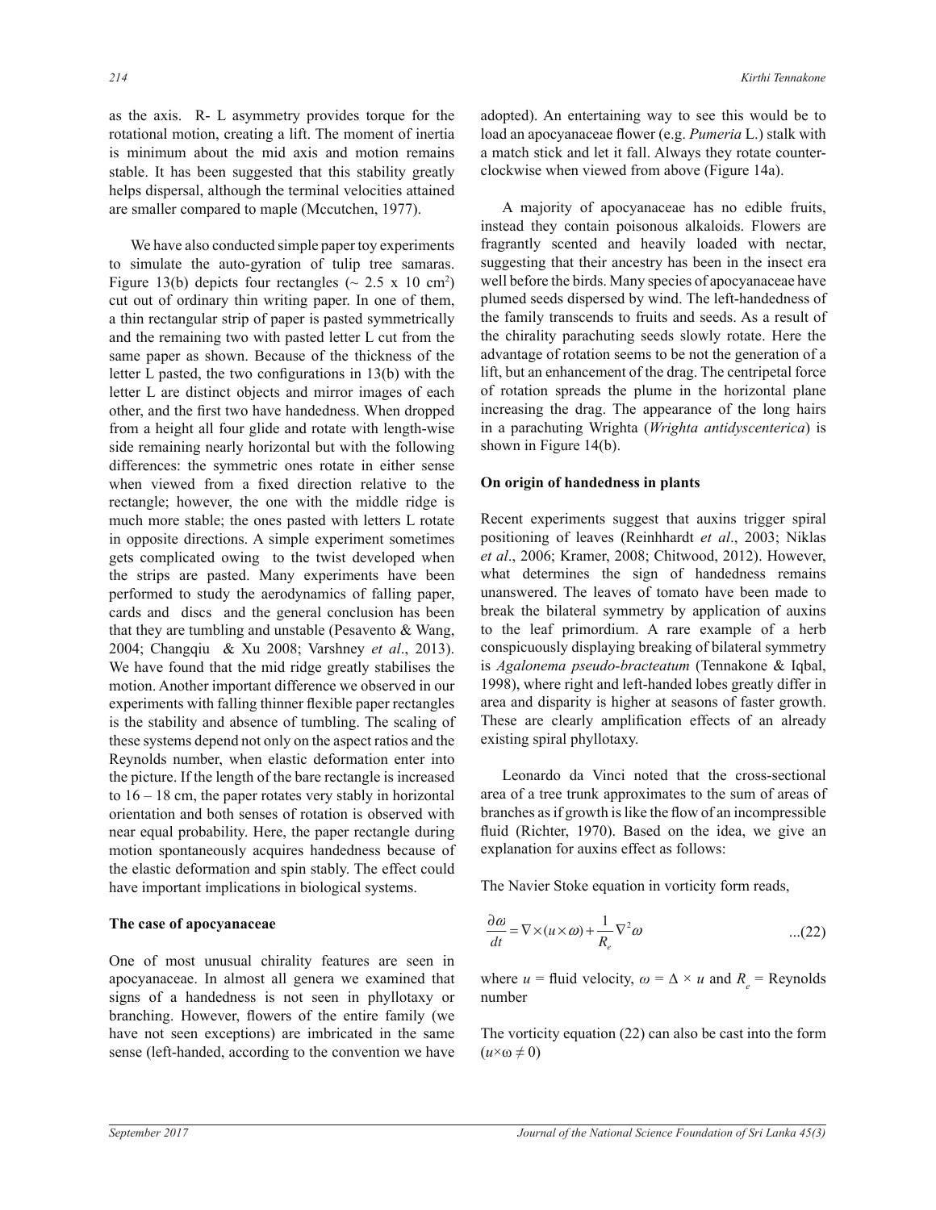as the axis. R- L asymmetry provides torque for the rotational motion, creating a lift. The moment of inertia is minimum about the mid axis and motion remains stable. It has been suggested that this stability greatly helps dispersal, although the terminal velocities attained are smaller compared to maple (Mccutchen, 1977).

We have also conducted simple paper toy experiments to simulate the auto-gyration of tulip tree samaras. Figure 13(b) depicts four rectangles (~ 2.5 x 10 $cm^2$) cut out of ordinary thin writing paper. In one of them, a thin rectangular strip of paper is pasted symmetrically and the remaining two with pasted letter L cut from the same paper as shown. Because of the thickness of the letter L pasted, the two configurations in 13(b) with the letter L are distinct objects and mirror images of each other, and the first two have handedness. When dropped from a height all four glide and rotate with length-wise side remaining nearly horizontal but with the following differences: the symmetric ones rotate in either sense when viewed from a fixed direction relative to the rectangle; however, the one with the middle ridge is much more stable; the ones pasted with letters L rotate in opposite directions. A simple experiment sometimes gets complicated owing to the twist developed when the strips are pasted. Many experiments have been performed to study the aerodynamics of falling paper, cards and discs and the general conclusion has been that they are tumbling and unstable (Pesavento & Wang, 2004; Changqiu & Xu 2008; Varshney *et al*., 2013). We have found that the mid ridge greatly stabilises the motion. Another important difference we observed in our experiments with falling thinner flexible paper rectangles is the stability and absence of tumbling. The scaling of these systems depend not only on the aspect ratios and the Reynolds number, when elastic deformation enter into the picture. If the length of the bare rectangle is increased to 16 – 18 cm, the paper rotates very stably in horizontal orientation and both senses of rotation is observed with near equal probability. Here, the paper rectangle during motion spontaneously acquires handedness because of the elastic deformation and spin stably. The effect could have important implications in biological systems.

**The case of apocyanaceae**

One of most unusual chirality features are seen in apocyanaceae. In almost all genera we examined that signs of a handedness is not seen in phyllotaxy or branching. However, flowers of the entire family (we have not seen exceptions) are imbricated in the same sense (left-handed, according to the convention we have adopted). An entertaining way to see this would be to load an apocyanaceae flower (e.g. *Pumeria* L.) stalk with a match stick and let it fall. Always they rotate counter-clockwise when viewed from above (Figure 14a).

A majority of apocyanaceae has no edible fruits, instead they contain poisonous alkaloids. Flowers are fragrantly scented and heavily loaded with nectar, suggesting that their ancestry has been in the insect era well before the birds. Many species of apocyanaceae have plumed seeds dispersed by wind. The left-handedness of the family transcends to fruits and seeds. As a result of the chirality parachuting seeds slowly rotate. Here the advantage of rotation seems to be not the generation of a lift, but an enhancement of the drag. The centripetal force of rotation spreads the plume in the horizontal plane increasing the drag. The appearance of the long hairs in a parachuting Wrighta (*Wrighta antidyscenterica*) is shown in Figure 14(b).

**On origin of handedness in plants**

Recent experiments suggest that auxins trigger spiral positioning of leaves (Reinhhardt *et al*., 2003; Niklas *et al*., 2006; Kramer, 2008; Chitwood, 2012). However, what determines the sign of handedness remains unanswered. The leaves of tomato have been made to break the bilateral symmetry by application of auxins to the leaf primordium. A rare example of a herb conspicuously displaying breaking of bilateral symmetry is *Agalonema pseudo-bracteatum* (Tennakone & Iqbal, 1998), where right and left-handed lobes greatly differ in area and disparity is higher at seasons of faster growth. These are clearly amplification effects of an already existing spiral phyllotaxy.

Leonardo da Vinci noted that the cross-sectional area of a tree trunk approximates to the sum of areas of branches as if growth is like the flow of an incompressible fluid (Richter, 1970). Based on the idea, we give an explanation for auxins effect as follows:

The Navier Stoke equation in vorticity form reads,

$$\frac{\partial \omega}{dt} = \nabla \times (u \times \omega) + \frac{1}{R_e} \nabla^2 \omega \qquad ...(22)$$

where $u$ = fluid velocity, $\omega = \Delta \times u$ and $R_e$ = Reynolds number

The vorticity equation (22) can also be cast into the form ($u \times \omega \neq 0$)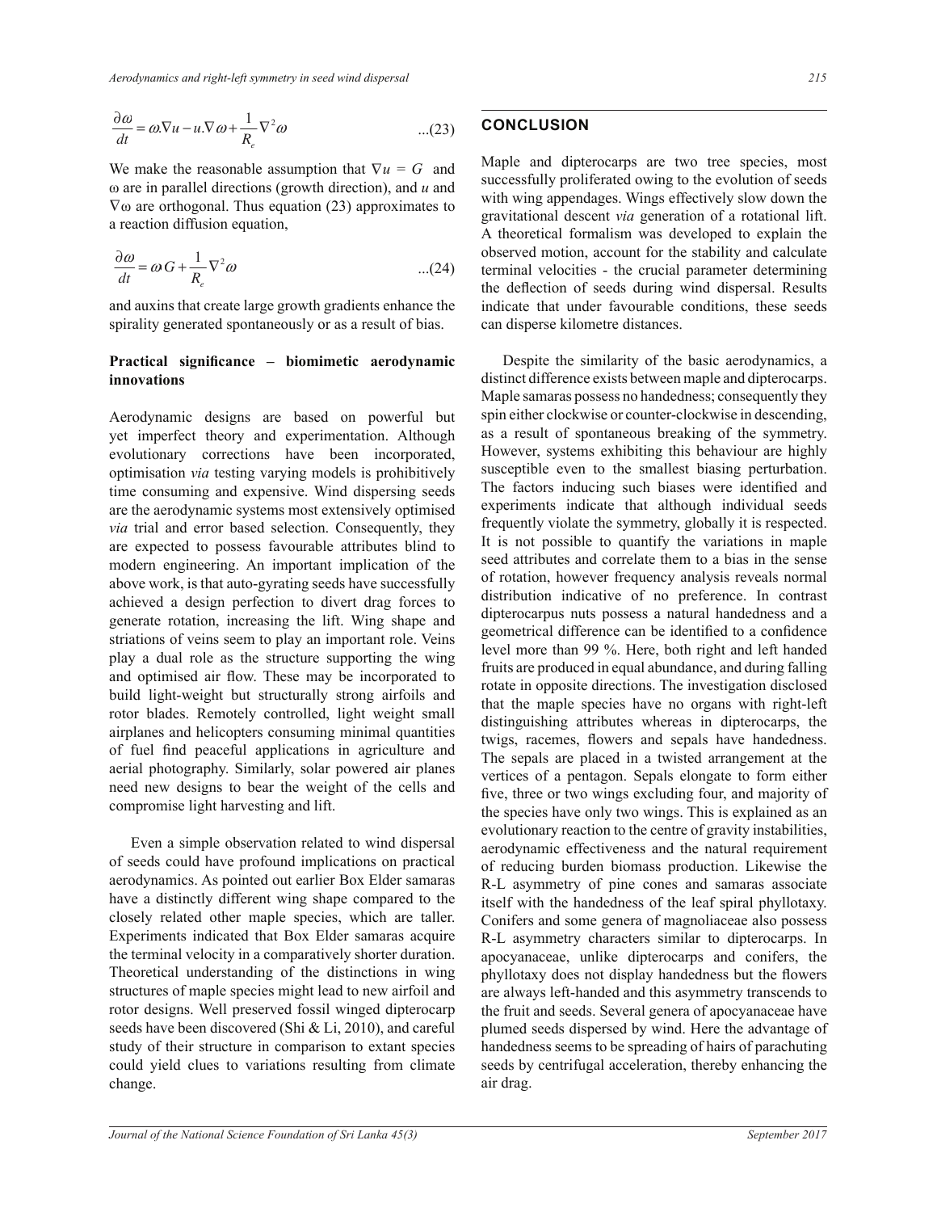$$\frac{\partial \omega}{dt} = \omega.\nabla u - u.\nabla \omega + \frac{1}{R_e}\nabla^2 \omega \qquad ...(23)$$

We make the reasonable assumption that $\nabla u = G$ and ω are in parallel directions (growth direction), and $u$ and $\nabla\omega$ are orthogonal. Thus equation (23) approximates to a reaction diffusion equation,

$$\frac{\partial \omega}{dt} = \omega G + \frac{1}{R_e}\nabla^2 \omega \qquad ...(24)$$

and auxins that create large growth gradients enhance the spirality generated spontaneously or as a result of bias.

**Practical significance – biomimetic aerodynamic innovations**

Aerodynamic designs are based on powerful but yet imperfect theory and experimentation. Although evolutionary corrections have been incorporated, optimisation *via* testing varying models is prohibitively time consuming and expensive. Wind dispersing seeds are the aerodynamic systems most extensively optimised *via* trial and error based selection. Consequently, they are expected to possess favourable attributes blind to modern engineering. An important implication of the above work, is that auto-gyrating seeds have successfully achieved a design perfection to divert drag forces to generate rotation, increasing the lift. Wing shape and striations of veins seem to play an important role. Veins play a dual role as the structure supporting the wing and optimised air flow. These may be incorporated to build light-weight but structurally strong airfoils and rotor blades. Remotely controlled, light weight small airplanes and helicopters consuming minimal quantities of fuel find peaceful applications in agriculture and aerial photography. Similarly, solar powered air planes need new designs to bear the weight of the cells and compromise light harvesting and lift.

Even a simple observation related to wind dispersal of seeds could have profound implications on practical aerodynamics. As pointed out earlier Box Elder samaras have a distinctly different wing shape compared to the closely related other maple species, which are taller. Experiments indicated that Box Elder samaras acquire the terminal velocity in a comparatively shorter duration. Theoretical understanding of the distinctions in wing structures of maple species might lead to new airfoil and rotor designs. Well preserved fossil winged dipterocarp seeds have been discovered (Shi & Li, 2010), and careful study of their structure in comparison to extant species could yield clues to variations resulting from climate change.

## CONCLUSION

Maple and dipterocarps are two tree species, most successfully proliferated owing to the evolution of seeds with wing appendages. Wings effectively slow down the gravitational descent *via* generation of a rotational lift. A theoretical formalism was developed to explain the observed motion, account for the stability and calculate terminal velocities - the crucial parameter determining the deflection of seeds during wind dispersal. Results indicate that under favourable conditions, these seeds can disperse kilometre distances.

Despite the similarity of the basic aerodynamics, a distinct difference exists between maple and dipterocarps. Maple samaras possess no handedness; consequently they spin either clockwise or counter-clockwise in descending, as a result of spontaneous breaking of the symmetry. However, systems exhibiting this behaviour are highly susceptible even to the smallest biasing perturbation. The factors inducing such biases were identified and experiments indicate that although individual seeds frequently violate the symmetry, globally it is respected. It is not possible to quantify the variations in maple seed attributes and correlate them to a bias in the sense of rotation, however frequency analysis reveals normal distribution indicative of no preference. In contrast dipterocarpus nuts possess a natural handedness and a geometrical difference can be identified to a confidence level more than 99 %. Here, both right and left handed fruits are produced in equal abundance, and during falling rotate in opposite directions. The investigation disclosed that the maple species have no organs with right-left distinguishing attributes whereas in dipterocarps, the twigs, racemes, flowers and sepals have handedness. The sepals are placed in a twisted arrangement at the vertices of a pentagon. Sepals elongate to form either five, three or two wings excluding four, and majority of the species have only two wings. This is explained as an evolutionary reaction to the centre of gravity instabilities, aerodynamic effectiveness and the natural requirement of reducing burden biomass production. Likewise the R-L asymmetry of pine cones and samaras associate itself with the handedness of the leaf spiral phyllotaxy. Conifers and some genera of magnoliaceae also possess R-L asymmetry characters similar to dipterocarps. In apocyanaceae, unlike dipterocarps and conifers, the phyllotaxy does not display handedness but the flowers are always left-handed and this asymmetry transcends to the fruit and seeds. Several genera of apocyanaceae have plumed seeds dispersed by wind. Here the advantage of handedness seems to be spreading of hairs of parachuting seeds by centrifugal acceleration, thereby enhancing the air drag.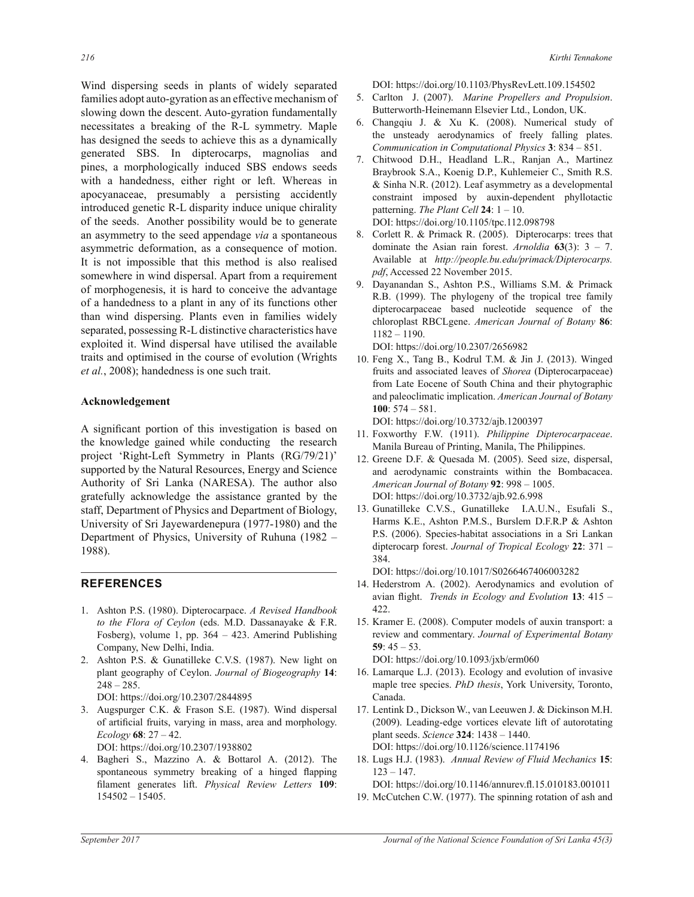Wind dispersing seeds in plants of widely separated families adopt auto-gyration as an effective mechanism of slowing down the descent. Auto-gyration fundamentally necessitates a breaking of the R-L symmetry. Maple has designed the seeds to achieve this as a dynamically generated SBS. In dipterocarps, magnolias and pines, a morphologically induced SBS endows seeds with a handedness, either right or left. Whereas in apocyanaceae, presumably a persisting accidently introduced genetic R-L disparity induce unique chirality of the seeds. Another possibility would be to generate an asymmetry to the seed appendage *via* a spontaneous asymmetric deformation, as a consequence of motion. It is not impossible that this method is also realised somewhere in wind dispersal. Apart from a requirement of morphogenesis, it is hard to conceive the advantage of a handedness to a plant in any of its functions other than wind dispersing. Plants even in families widely separated, possessing R-L distinctive characteristics have exploited it. Wind dispersal have utilised the available traits and optimised in the course of evolution (Wrights *et al.*, 2008); handedness is one such trait.

## Acknowledgement

A significant portion of this investigation is based on the knowledge gained while conducting the research project 'Right-Left Symmetry in Plants (RG/79/21)' supported by the Natural Resources, Energy and Science Authority of Sri Lanka (NARESA). The author also gratefully acknowledge the assistance granted by the staff, Department of Physics and Department of Biology, University of Sri Jayewardenepura (1977-1980) and the Department of Physics, University of Ruhuna (1982 – 1988).

## REFERENCES

1. Ashton P.S. (1980). Dipterocarpace. *A Revised Handbook to the Flora of Ceylon* (eds. M.D. Dassanayake & F.R. Fosberg), volume 1, pp. 364 – 423. Amerind Publishing Company, New Delhi, India.
2. Ashton P.S. & Gunatilleke C.V.S. (1987). New light on plant geography of Ceylon. *Journal of Biogeography* **14**: 248 – 285.
   DOI: https://doi.org/10.2307/2844895
3. Augspurger C.K. & Frason S.E. (1987). Wind dispersal of artificial fruits, varying in mass, area and morphology. *Ecology* **68**: 27 – 42.
   DOI: https://doi.org/10.2307/1938802
4. Bagheri S., Mazzino A. & Bottarol A. (2012). The spontaneous symmetry breaking of a hinged flapping filament generates lift. *Physical Review Letters* **109**: 154502 – 15405.
   DOI: https://doi.org/10.1103/PhysRevLett.109.154502
5. Carlton J. (2007). *Marine Propellers and Propulsion*. Butterworth-Heinemann Elsevier Ltd., London, UK.
6. Changqiu J. & Xu K. (2008). Numerical study of the unsteady aerodynamics of freely falling plates. *Communication in Computational Physics* **3**: 834 – 851.
7. Chitwood D.H., Headland L.R., Ranjan A., Martinez Braybrook S.A., Koenig D.P., Kuhlemeier C., Smith R.S. & Sinha N.R. (2012). Leaf asymmetry as a developmental constraint imposed by auxin-dependent phyllotactic patterning. *The Plant Cell* **24**: 1 – 10.
   DOI: https://doi.org/10.1105/tpc.112.098798
8. Corlett R. & Primack R. (2005). Dipterocarps: trees that dominate the Asian rain forest. *Arnoldia* **63**(3): 3 – 7. Available at *http://people.bu.edu/primack/Dipterocarps.pdf*, Accessed 22 November 2015.
9. Dayanandan S., Ashton P.S., Williams S.M. & Primack R.B. (1999). The phylogeny of the tropical tree family dipterocarpaceae based nucleotide sequence of the chloroplast RBCLgene. *American Journal of Botany* **86**: 1182 – 1190.
   DOI: https://doi.org/10.2307/2656982
10. Feng X., Tang B., Kodrul T.M. & Jin J. (2013). Winged fruits and associated leaves of *Shorea* (Dipterocarpaceae) from Late Eocene of South China and their phytographic and paleoclimatic implication. *American Journal of Botany* **100**: 574 – 581.
    DOI: https://doi.org/10.3732/ajb.1200397
11. Foxworthy F.W. (1911). *Philippine Dipterocarpaceae*. Manila Bureau of Printing, Manila, The Philippines.
12. Greene D.F. & Quesada M. (2005). Seed size, dispersal, and aerodynamic constraints within the Bombacacea. *American Journal of Botany* **92**: 998 – 1005.
    DOI: https://doi.org/10.3732/ajb.92.6.998
13. Gunatilleke C.V.S., Gunatilleke I.A.U.N., Esufali S., Harms K.E., Ashton P.M.S., Burslem D.F.R.P & Ashton P.S. (2006). Species-habitat associations in a Sri Lankan dipterocarp forest. *Journal of Tropical Ecology* **22**: 371 – 384.
    DOI: https://doi.org/10.1017/S0266467406003282
14. Hederstrom A. (2002). Aerodynamics and evolution of avian flight. *Trends in Ecology and Evolution* **13**: 415 – 422.
15. Kramer E. (2008). Computer models of auxin transport: a review and commentary. *Journal of Experimental Botany* **59**: 45 – 53.
    DOI: https://doi.org/10.1093/jxb/erm060
16. Lamarque L.J. (2013). Ecology and evolution of invasive maple tree species. *PhD thesis*, York University, Toronto, Canada.
17. Lentink D., Dickson W., van Leeuwen J. & Dickinson M.H. (2009). Leading-edge vortices elevate lift of autorotating plant seeds. *Science* **324**: 1438 – 1440.
    DOI: https://doi.org/10.1126/science.1174196
18. Lugs H.J. (1983). *Annual Review of Fluid Mechanics* **15**: 123 – 147.
    DOI: https://doi.org/10.1146/annurev.fl.15.010183.001011
19. McCutchen C.W. (1977). The spinning rotation of ash and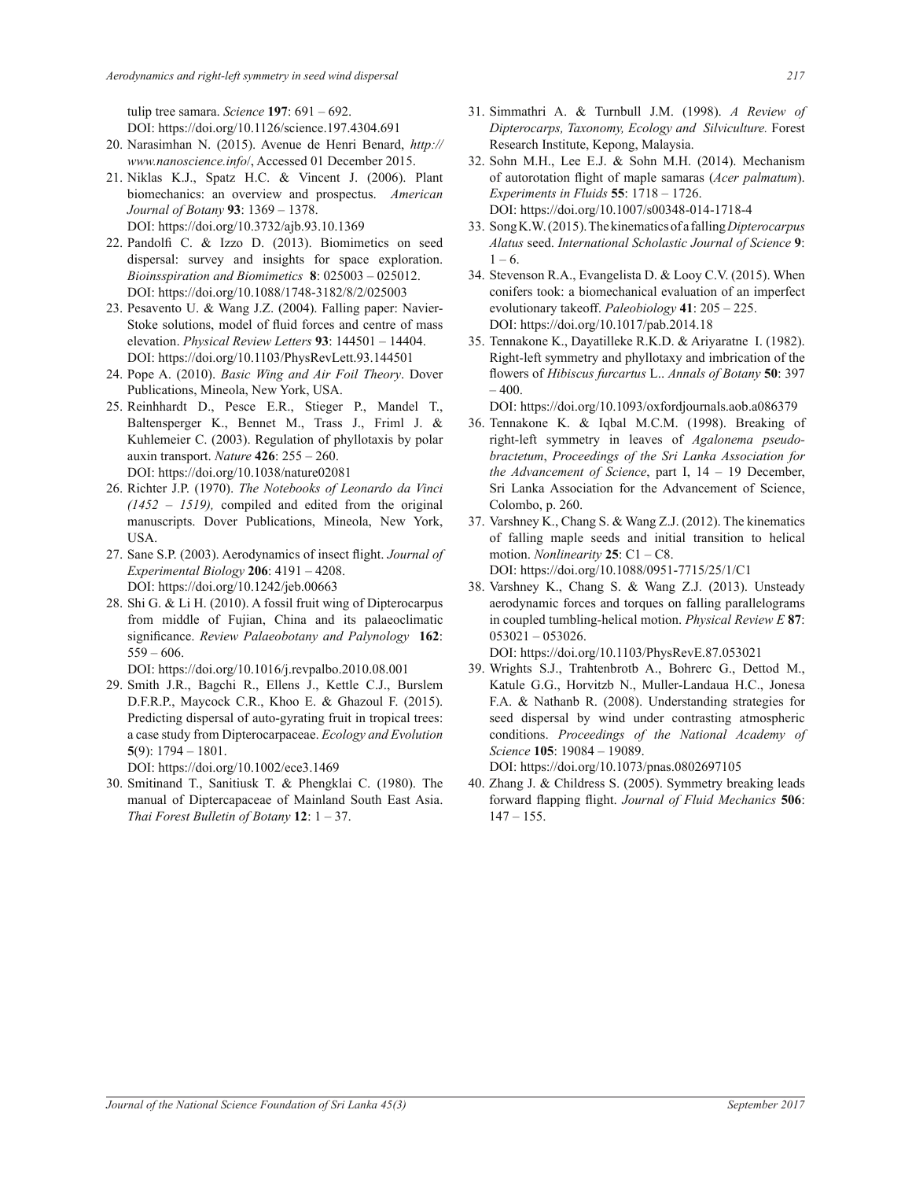tulip tree samara. *Science* **197**: 691 – 692.
DOI: https://doi.org/10.1126/science.197.4304.691

20. Narasimhan N. (2015). Avenue de Henri Benard, *http://www.nanoscience.info/*, Accessed 01 December 2015.
21. Niklas K.J., Spatz H.C. & Vincent J. (2006). Plant biomechanics: an overview and prospectus. *American Journal of Botany* **93**: 1369 – 1378.
DOI: https://doi.org/10.3732/ajb.93.10.1369
22. Pandolfi C. & Izzo D. (2013). Biomimetics on seed dispersal: survey and insights for space exploration. *Bioinsspiration and Biomimetics* **8**: 025003 – 025012.
DOI: https://doi.org/10.1088/1748-3182/8/2/025003
23. Pesavento U. & Wang J.Z. (2004). Falling paper: Navier-Stoke solutions, model of fluid forces and centre of mass elevation. *Physical Review Letters* **93**: 144501 – 14404.
DOI: https://doi.org/10.1103/PhysRevLett.93.144501
24. Pope A. (2010). *Basic Wing and Air Foil Theory*. Dover Publications, Mineola, New York, USA.
25. Reinhhardt D., Pesce E.R., Stieger P., Mandel T., Baltensperger K., Bennet M., Trass J., Friml J. & Kuhlemeier C. (2003). Regulation of phyllotaxis by polar auxin transport. *Nature* **426**: 255 – 260.
DOI: https://doi.org/10.1038/nature02081
26. Richter J.P. (1970). *The Notebooks of Leonardo da Vinci (1452 – 1519),* compiled and edited from the original manuscripts. Dover Publications, Mineola, New York, USA.
27. Sane S.P. (2003). Aerodynamics of insect flight. *Journal of Experimental Biology* **206**: 4191 – 4208.
DOI: https://doi.org/10.1242/jeb.00663
28. Shi G. & Li H. (2010). A fossil fruit wing of Dipterocarpus from middle of Fujian, China and its palaeoclimatic significance. *Review Palaeobotany and Palynology* **162**: 559 – 606.
DOI: https://doi.org/10.1016/j.revpalbo.2010.08.001
29. Smith J.R., Bagchi R., Ellens J., Kettle C.J., Burslem D.F.R.P., Maycock C.R., Khoo E. & Ghazoul F. (2015). Predicting dispersal of auto-gyrating fruit in tropical trees: a case study from Dipterocarpaceae. *Ecology and Evolution* **5**(9): 1794 – 1801.
DOI: https://doi.org/10.1002/ece3.1469
30. Smitinand T., Sanitiusk T. & Phengklai C. (1980). The manual of Diptercapaceae of Mainland South East Asia. *Thai Forest Bulletin of Botany* **12**: 1 – 37.
31. Simmathri A. & Turnbull J.M. (1998). *A Review of Dipterocarps, Taxonomy, Ecology and Silviculture.* Forest Research Institute, Kepong, Malaysia.
32. Sohn M.H., Lee E.J. & Sohn M.H. (2014). Mechanism of autorotation flight of maple samaras (*Acer palmatum*). *Experiments in Fluids* **55**: 1718 – 1726.
DOI: https://doi.org/10.1007/s00348-014-1718-4
33. Song K.W. (2015). The kinematics of a falling *Dipterocarpus Alatus* seed. *International Scholastic Journal of Science* **9**: 1 – 6.
34. Stevenson R.A., Evangelista D. & Looy C.V. (2015). When conifers took: a biomechanical evaluation of an imperfect evolutionary takeoff. *Paleobiology* **41**: 205 – 225.
DOI: https://doi.org/10.1017/pab.2014.18
35. Tennakone K., Dayatilleke R.K.D. & Ariyaratne I. (1982). Right-left symmetry and phyllotaxy and imbrication of the flowers of *Hibiscus furcartus* L.. *Annals of Botany* **50**: 397 – 400.
DOI: https://doi.org/10.1093/oxfordjournals.aob.a086379
36. Tennakone K. & Iqbal M.C.M. (1998). Breaking of right-left symmetry in leaves of *Agalonema pseudo-bractetum*, *Proceedings of the Sri Lanka Association for the Advancement of Science*, part I, 14 – 19 December, Sri Lanka Association for the Advancement of Science, Colombo, p. 260.
37. Varshney K., Chang S. & Wang Z.J. (2012). The kinematics of falling maple seeds and initial transition to helical motion. *Nonlinearity* **25**: C1 – C8.
DOI: https://doi.org/10.1088/0951-7715/25/1/C1
38. Varshney K., Chang S. & Wang Z.J. (2013). Unsteady aerodynamic forces and torques on falling parallelograms in coupled tumbling-helical motion. *Physical Review E* **87**: 053021 – 053026.
DOI: https://doi.org/10.1103/PhysRevE.87.053021
39. Wrights S.J., Trahtenbrotb A., Bohrerc G., Dettod M., Katule G.G., Horvitzb N., Muller-Landaua H.C., Jonesa F.A. & Nathanb R. (2008). Understanding strategies for seed dispersal by wind under contrasting atmospheric conditions. *Proceedings of the National Academy of Science* **105**: 19084 – 19089.
DOI: https://doi.org/10.1073/pnas.0802697105
40. Zhang J. & Childress S. (2005). Symmetry breaking leads forward flapping flight. *Journal of Fluid Mechanics* **506**: 147 – 155.